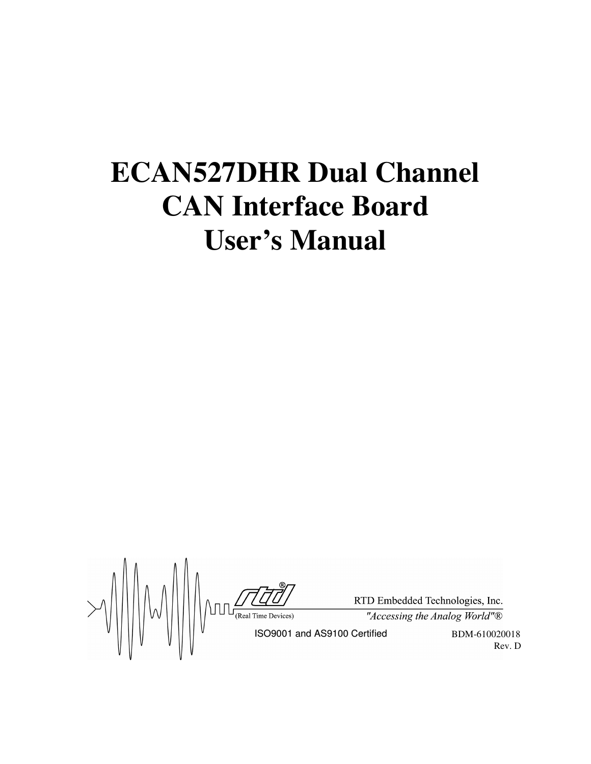# ECAN527DHR Dual Channel CAN Interface Board User's Manual

RTD Embedded Technologies, Inc.

(Real Time Devices)

*"Accessing the Analog World"®*

ISO9001 and AS9100 Certified

BDM-610020018

Rev. D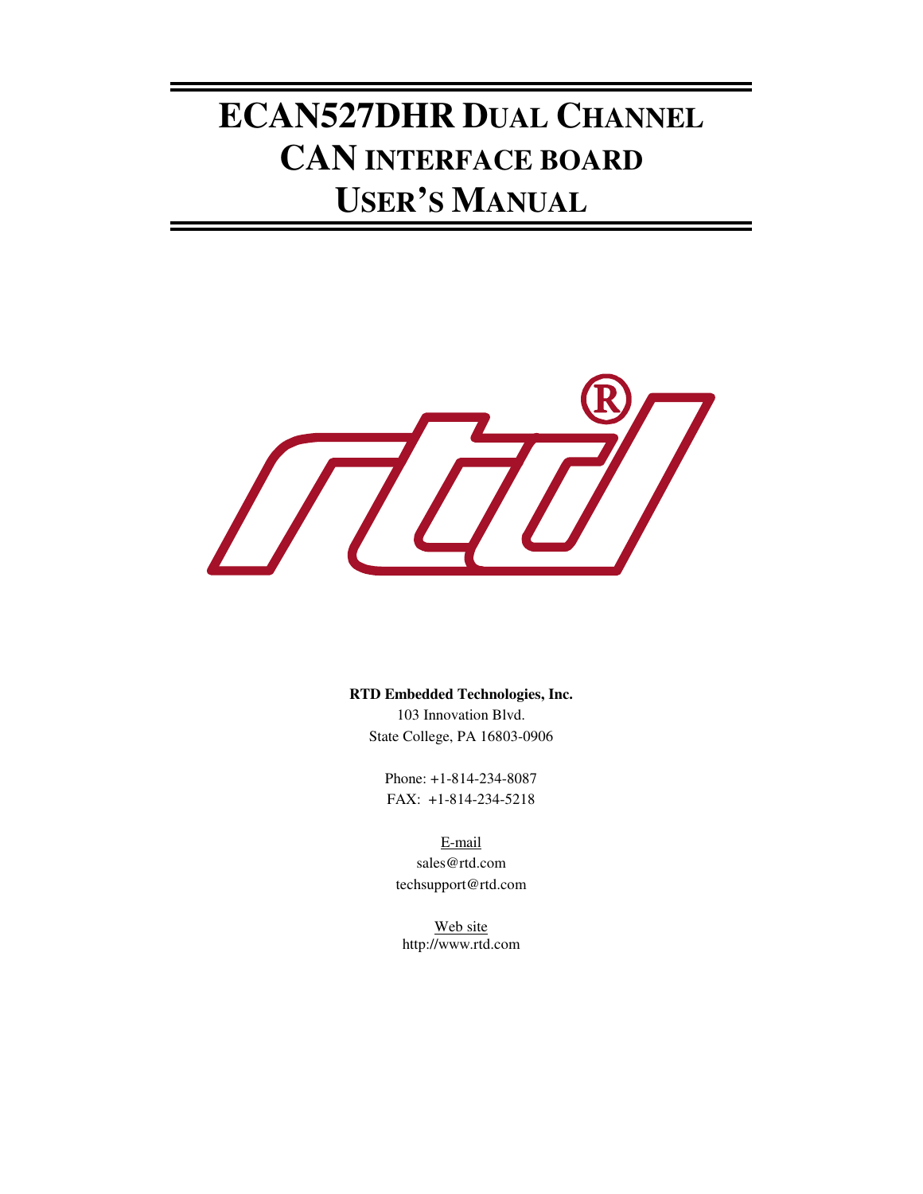# ECAN527DHR DUAL CHANNEL CAN INTERFACE BOARD USER'S MANUAL

**RTD Embedded Technologies, Inc.**
103 Innovation Blvd.
State College, PA 16803-0906

Phone: +1-814-234-8087
FAX: +1-814-234-5218

E-mail
sales@rtd.com
techsupport@rtd.com

Web site
http://www.rtd.com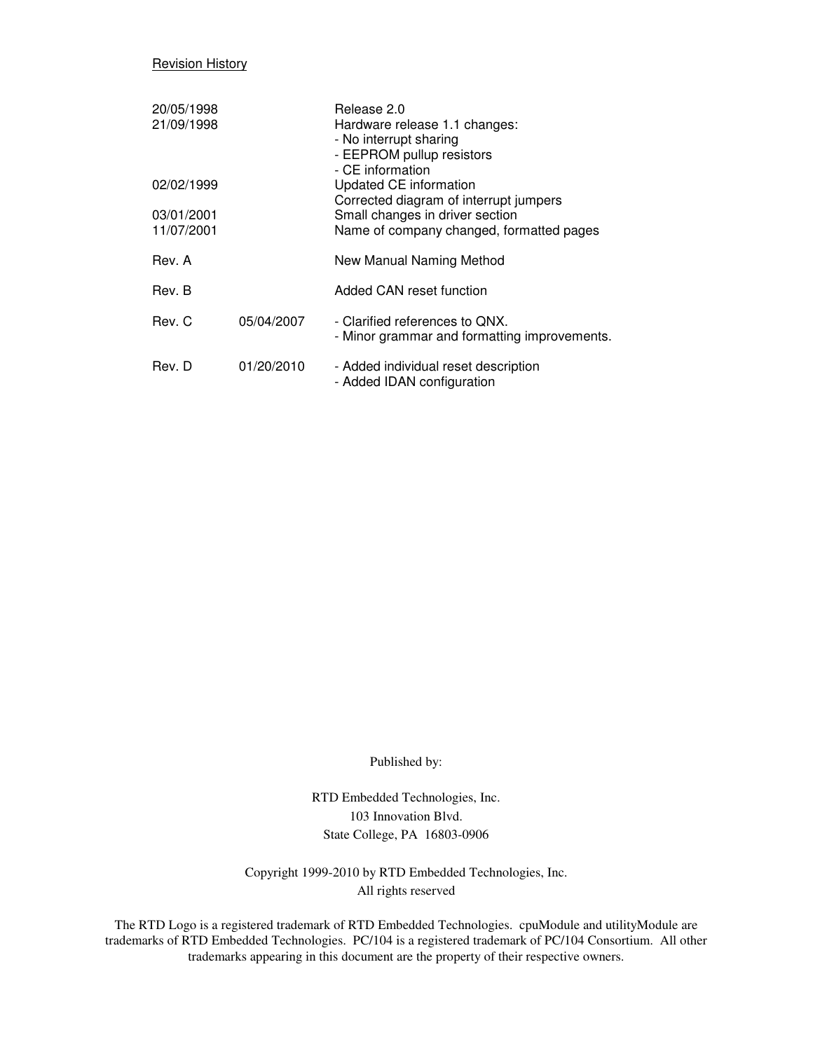Revision History

| | | |
|---|---|---|
| 20/05/1998 | | Release 2.0 |
| 21/09/1998 | | Hardware release 1.1 changes:<br>- No interrupt sharing<br>- EEPROM pullup resistors<br>- CE information |
| 02/02/1999 | | Updated CE information<br>Corrected diagram of interrupt jumpers |
| 03/01/2001 | | Small changes in driver section |
| 11/07/2001 | | Name of company changed, formatted pages |
| Rev. A | | New Manual Naming Method |
| Rev. B | | Added CAN reset function |
| Rev. C | 05/04/2007 | - Clarified references to QNX.<br>- Minor grammar and formatting improvements. |
| Rev. D | 01/20/2010 | - Added individual reset description<br>- Added IDAN configuration |

Published by:

RTD Embedded Technologies, Inc.
103 Innovation Blvd.
State College, PA 16803-0906

Copyright 1999-2010 by RTD Embedded Technologies, Inc.
All rights reserved

The RTD Logo is a registered trademark of RTD Embedded Technologies. cpuModule and utilityModule are trademarks of RTD Embedded Technologies. PC/104 is a registered trademark of PC/104 Consortium. All other trademarks appearing in this document are the property of their respective owners.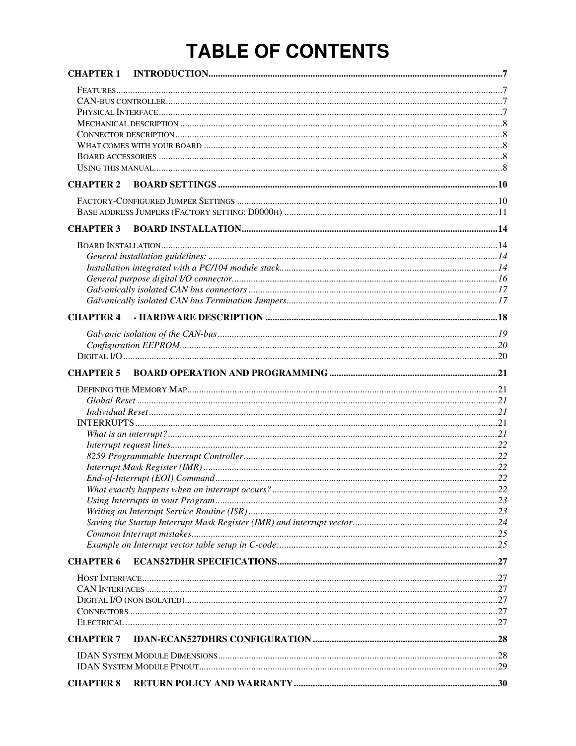# TABLE OF CONTENTS

**CHAPTER 1 INTRODUCTION** .......... 7

- FEATURES .......... 7
- CAN-BUS CONTROLLER .......... 7
- PHYSICAL INTERFACE .......... 7
- MECHANICAL DESCRIPTION .......... 8
- CONNECTOR DESCRIPTION .......... 8
- WHAT COMES WITH YOUR BOARD .......... 8
- BOARD ACCESSORIES .......... 8
- USING THIS MANUAL .......... 8

**CHAPTER 2 BOARD SETTINGS** .......... 10

- FACTORY-CONFIGURED JUMPER SETTINGS .......... 10
- BASE ADDRESS JUMPERS (FACTORY SETTING: D0000H) .......... 11

**CHAPTER 3 BOARD INSTALLATION** .......... 14

- BOARD INSTALLATION .......... 14
  - *General installation guidelines:* .......... 14
  - *Installation integrated with a PC/104 module stack* .......... 14
  - *General purpose digital I/O connector* .......... 16
  - *Galvanically isolated CAN bus connectors* .......... 17
  - *Galvanically isolated CAN bus Termination Jumpers* .......... 17

**CHAPTER 4 - HARDWARE DESCRIPTION** .......... 18

  - *Galvanic isolation of the CAN-bus* .......... 19
  - *Configuration EEPROM* .......... 20
- DIGITAL I/O .......... 20

**CHAPTER 5 BOARD OPERATION AND PROGRAMMING** .......... 21

- DEFINING THE MEMORY MAP .......... 21
  - *Global Reset* .......... 21
  - *Individual Reset* .......... 21
- INTERRUPTS .......... 21
  - *What is an interrupt?* .......... 21
  - *Interrupt request lines* .......... 22
  - *8259 Programmable Interrupt Controller* .......... 22
  - *Interrupt Mask Register (IMR)* .......... 22
  - *End-of-Interrupt (EOI) Command* .......... 22
  - *What exactly happens when an interrupt occurs?* .......... 22
  - *Using Interrupts in your Program* .......... 23
  - *Writing an Interrupt Service Routine (ISR)* .......... 23
  - *Saving the Startup Interrupt Mask Register (IMR) and interrupt vector* .......... 24
  - *Common Interrupt mistakes* .......... 25
  - *Example on Interrupt vector table setup in C-code:* .......... 25

**CHAPTER 6 ECAN527DHR SPECIFICATIONS** .......... 27

- HOST INTERFACE .......... 27
- CAN INTERFACES .......... 27
- DIGITAL I/O (NON ISOLATED) .......... 27
- CONNECTORS .......... 27
- ELECTRICAL .......... 27

**CHAPTER 7 IDAN-ECAN527DHRS CONFIGURATION** .......... 28

- IDAN SYSTEM MODULE DIMENSIONS .......... 28
- IDAN SYSTEM MODULE PINOUT .......... 29

**CHAPTER 8 RETURN POLICY AND WARRANTY** .......... 30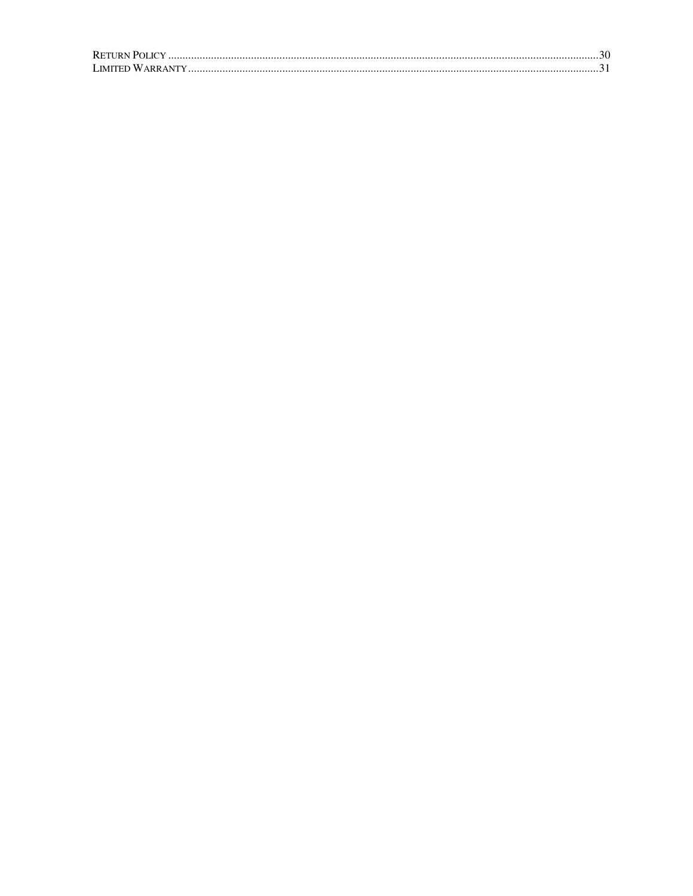RETURN POLICY ........................................................................................................................................... 30
LIMITED WARRANTY .................................................................................................................................... 31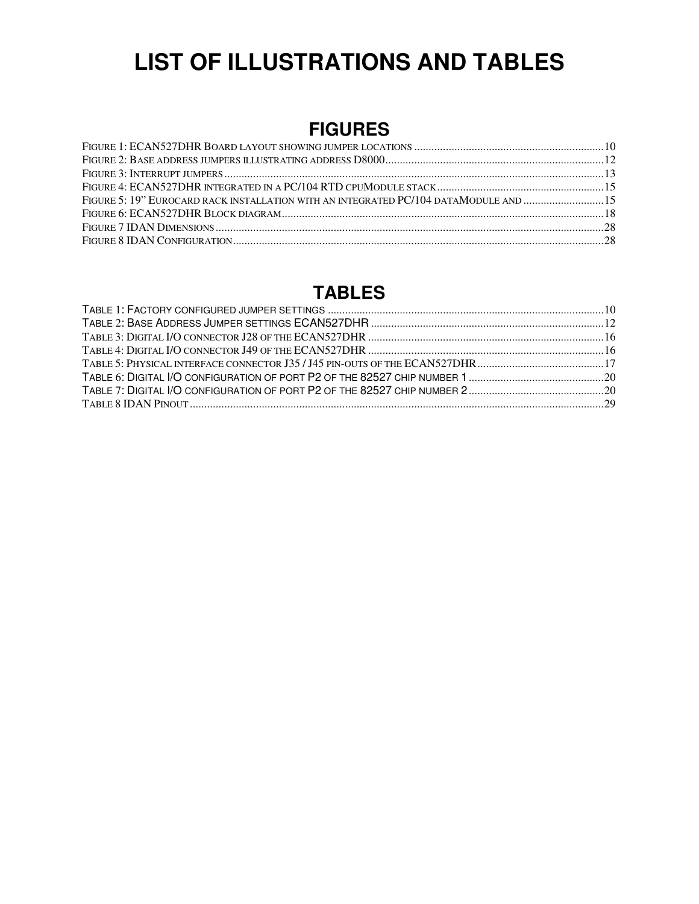# LIST OF ILLUSTRATIONS AND TABLES

## FIGURES

FIGURE 1: ECAN527DHR BOARD LAYOUT SHOWING JUMPER LOCATIONS ....................................................... 10
FIGURE 2: BASE ADDRESS JUMPERS ILLUSTRATING ADDRESS D8000 ....................................................... 12
FIGURE 3: INTERRUPT JUMPERS ....................................................... 13
FIGURE 4: ECAN527DHR INTEGRATED IN A PC/104 RTD CPUMODULE STACK ....................................................... 15
FIGURE 5: 19" EUROCARD RACK INSTALLATION WITH AN INTEGRATED PC/104 DATAMODULE AND ....................................................... 15
FIGURE 6: ECAN527DHR BLOCK DIAGRAM ....................................................... 18
FIGURE 7 IDAN DIMENSIONS ....................................................... 28
FIGURE 8 IDAN CONFIGURATION ....................................................... 28

## TABLES

TABLE 1: FACTORY CONFIGURED JUMPER SETTINGS ....................................................... 10
TABLE 2: BASE ADDRESS JUMPER SETTINGS ECAN527DHR ....................................................... 12
TABLE 3: DIGITAL I/O CONNECTOR J28 OF THE ECAN527DHR ....................................................... 16
TABLE 4: DIGITAL I/O CONNECTOR J49 OF THE ECAN527DHR ....................................................... 16
TABLE 5: PHYSICAL INTERFACE CONNECTOR J35 / J45 PIN-OUTS OF THE ECAN527DHR ....................................................... 17
TABLE 6: DIGITAL I/O CONFIGURATION OF PORT P2 OF THE 82527 CHIP NUMBER 1 ....................................................... 20
TABLE 7: DIGITAL I/O CONFIGURATION OF PORT P2 OF THE 82527 CHIP NUMBER 2 ....................................................... 20
TABLE 8 IDAN PINOUT ....................................................... 29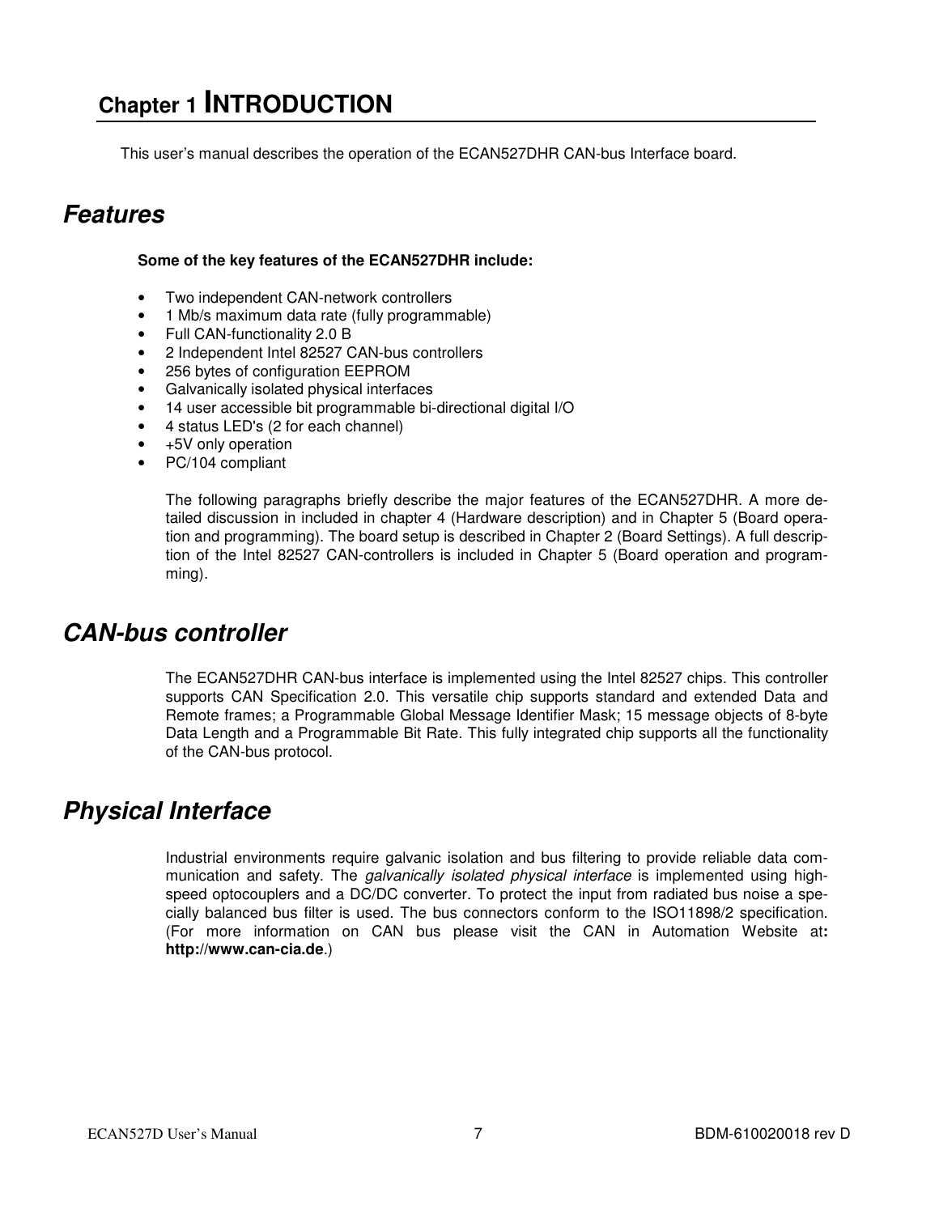# Chapter 1 INTRODUCTION

This user's manual describes the operation of the ECAN527DHR CAN-bus Interface board.

## Features

**Some of the key features of the ECAN527DHR include:**

- Two independent CAN-network controllers
- 1 Mb/s maximum data rate (fully programmable)
- Full CAN-functionality 2.0 B
- 2 Independent Intel 82527 CAN-bus controllers
- 256 bytes of configuration EEPROM
- Galvanically isolated physical interfaces
- 14 user accessible bit programmable bi-directional digital I/O
- 4 status LED's (2 for each channel)
- +5V only operation
- PC/104 compliant

The following paragraphs briefly describe the major features of the ECAN527DHR. A more detailed discussion in included in chapter 4 (Hardware description) and in Chapter 5 (Board operation and programming). The board setup is described in Chapter 2 (Board Settings). A full description of the Intel 82527 CAN-controllers is included in Chapter 5 (Board operation and programming).

## CAN-bus controller

The ECAN527DHR CAN-bus interface is implemented using the Intel 82527 chips. This controller supports CAN Specification 2.0. This versatile chip supports standard and extended Data and Remote frames; a Programmable Global Message Identifier Mask; 15 message objects of 8-byte Data Length and a Programmable Bit Rate. This fully integrated chip supports all the functionality of the CAN-bus protocol.

## Physical Interface

Industrial environments require galvanic isolation and bus filtering to provide reliable data communication and safety. The *galvanically isolated physical interface* is implemented using high-speed optocouplers and a DC/DC converter. To protect the input from radiated bus noise a specially balanced bus filter is used. The bus connectors conform to the ISO11898/2 specification. (For more information on CAN bus please visit the CAN in Automation Website at**: http://www.can-cia.de**.)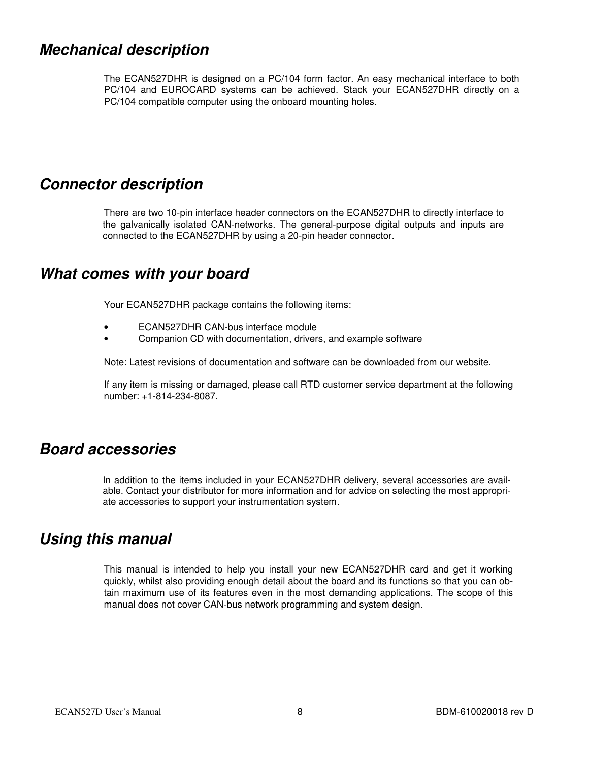## *Mechanical description*

The ECAN527DHR is designed on a PC/104 form factor. An easy mechanical interface to both PC/104 and EUROCARD systems can be achieved. Stack your ECAN527DHR directly on a PC/104 compatible computer using the onboard mounting holes.

## *Connector description*

There are two 10-pin interface header connectors on the ECAN527DHR to directly interface to the galvanically isolated CAN-networks. The general-purpose digital outputs and inputs are connected to the ECAN527DHR by using a 20-pin header connector.

## *What comes with your board*

Your ECAN527DHR package contains the following items:

- ECAN527DHR CAN-bus interface module
- Companion CD with documentation, drivers, and example software

Note: Latest revisions of documentation and software can be downloaded from our website.

If any item is missing or damaged, please call RTD customer service department at the following number: +1-814-234-8087.

## *Board accessories*

In addition to the items included in your ECAN527DHR delivery, several accessories are available. Contact your distributor for more information and for advice on selecting the most appropriate accessories to support your instrumentation system.

## *Using this manual*

This manual is intended to help you install your new ECAN527DHR card and get it working quickly, whilst also providing enough detail about the board and its functions so that you can obtain maximum use of its features even in the most demanding applications. The scope of this manual does not cover CAN-bus network programming and system design.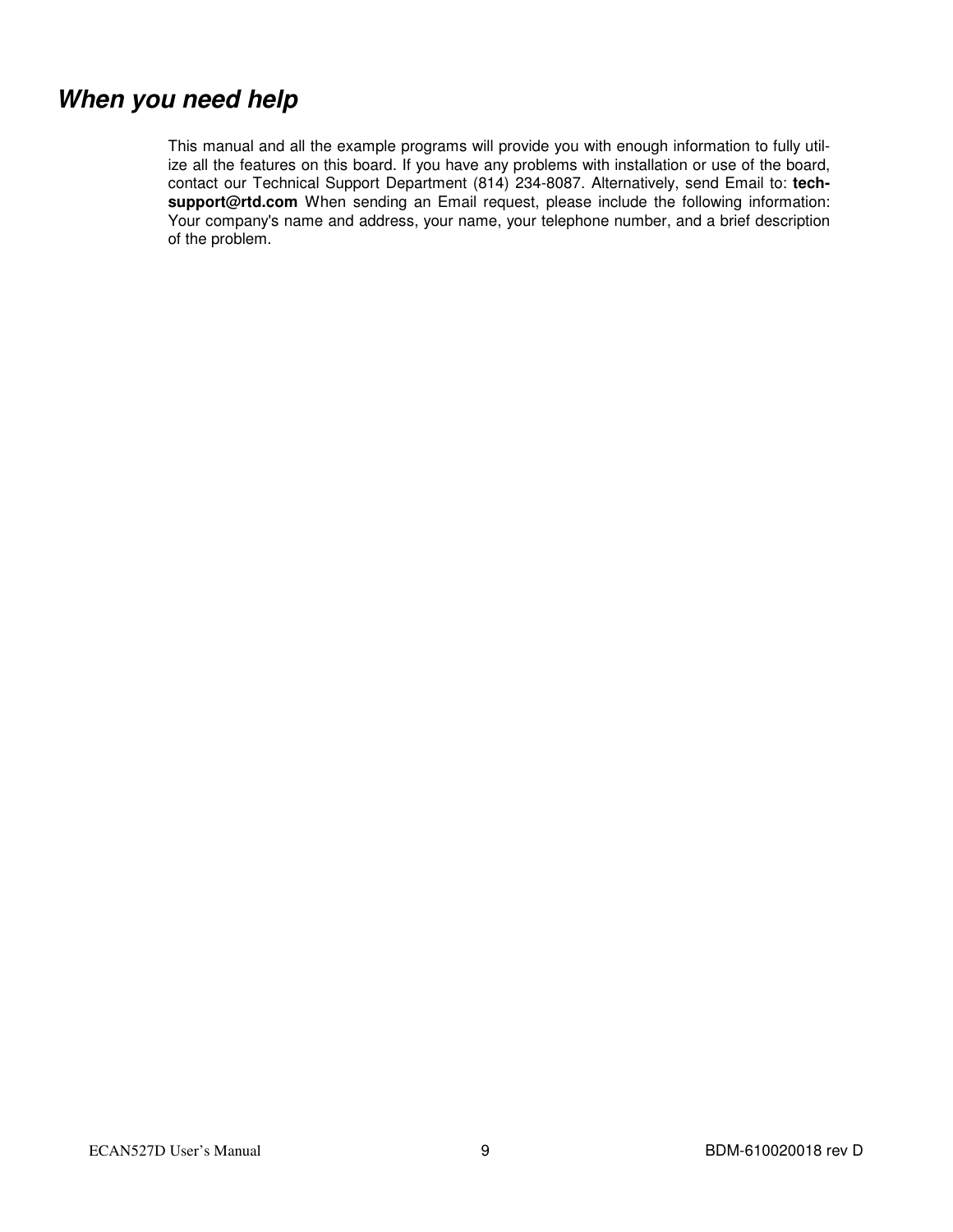## ***When you need help***

This manual and all the example programs will provide you with enough information to fully utilize all the features on this board. If you have any problems with installation or use of the board, contact our Technical Support Department (814) 234-8087. Alternatively, send Email to: **tech-support@rtd.com** When sending an Email request, please include the following information: Your company's name and address, your name, your telephone number, and a brief description of the problem.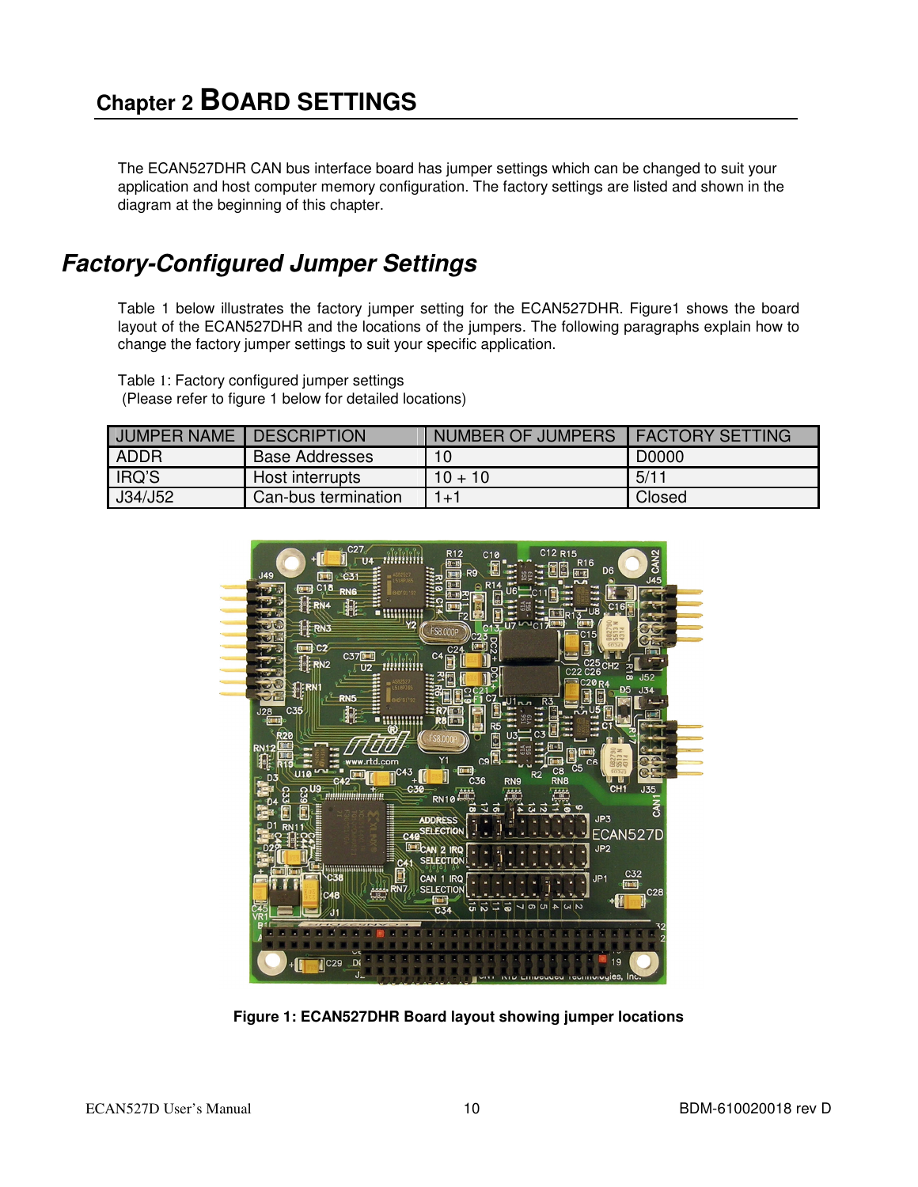# Chapter 2 BOARD SETTINGS

The ECAN527DHR CAN bus interface board has jumper settings which can be changed to suit your application and host computer memory configuration. The factory settings are listed and shown in the diagram at the beginning of this chapter.

## *Factory-Configured Jumper Settings*

Table 1 below illustrates the factory jumper setting for the ECAN527DHR. Figure1 shows the board layout of the ECAN527DHR and the locations of the jumpers. The following paragraphs explain how to change the factory jumper settings to suit your specific application.

Table 1: Factory configured jumper settings
(Please refer to figure 1 below for detailed locations)

| JUMPER NAME | DESCRIPTION | NUMBER OF JUMPERS | FACTORY SETTING |
|---|---|---|---|
| ADDR | Base Addresses | 10 | D0000 |
| IRQ'S | Host interrupts | 10 + 10 | 5/11 |
| J34/J52 | Can-bus termination | 1+1 | Closed |

**Figure 1: ECAN527DHR Board layout showing jumper locations**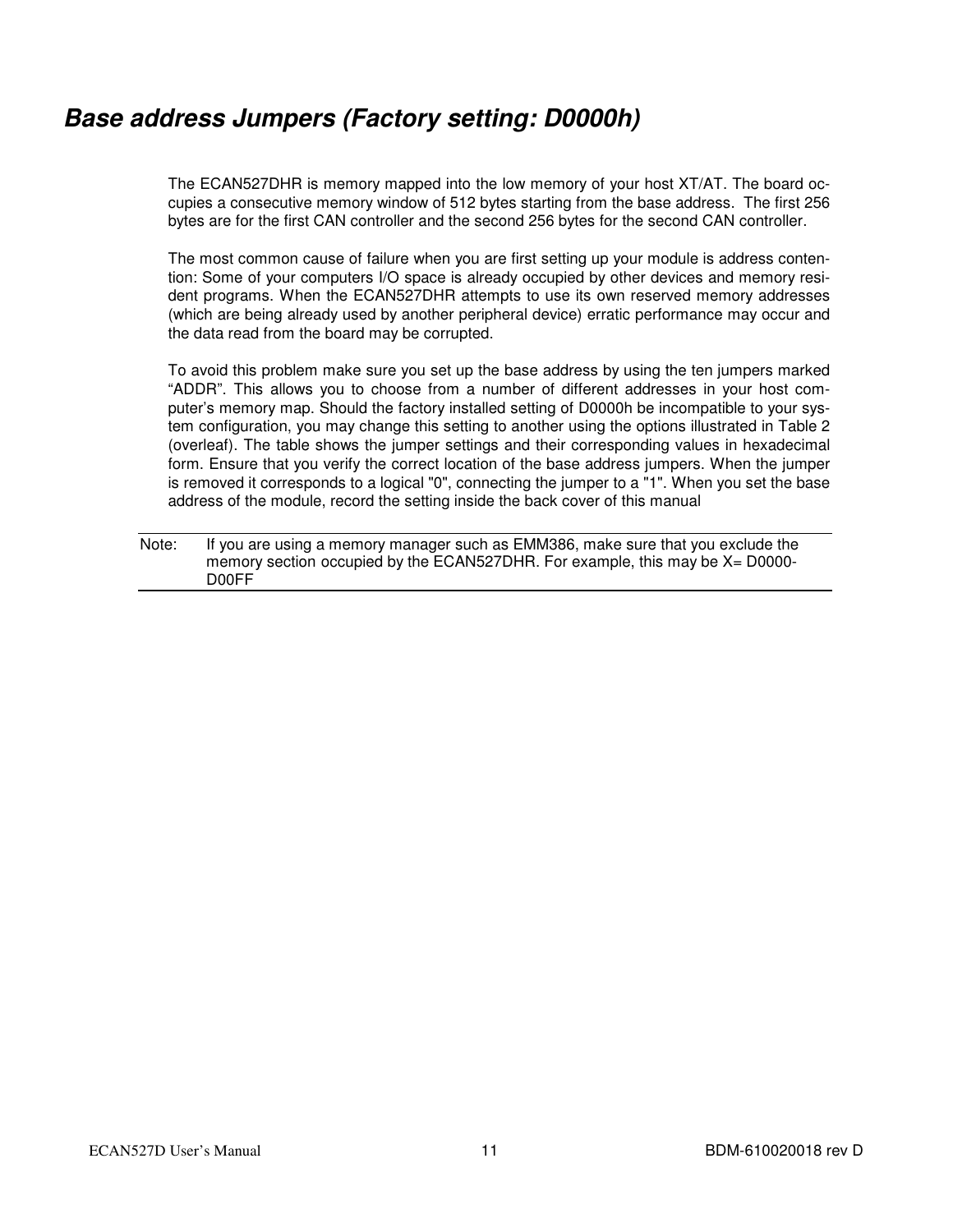## *Base address Jumpers (Factory setting: D0000h)*

The ECAN527DHR is memory mapped into the low memory of your host XT/AT. The board occupies a consecutive memory window of 512 bytes starting from the base address. The first 256 bytes are for the first CAN controller and the second 256 bytes for the second CAN controller.

The most common cause of failure when you are first setting up your module is address contention: Some of your computers I/O space is already occupied by other devices and memory resident programs. When the ECAN527DHR attempts to use its own reserved memory addresses (which are being already used by another peripheral device) erratic performance may occur and the data read from the board may be corrupted.

To avoid this problem make sure you set up the base address by using the ten jumpers marked "ADDR". This allows you to choose from a number of different addresses in your host computer's memory map. Should the factory installed setting of D0000h be incompatible to your system configuration, you may change this setting to another using the options illustrated in Table 2 (overleaf). The table shows the jumper settings and their corresponding values in hexadecimal form. Ensure that you verify the correct location of the base address jumpers. When the jumper is removed it corresponds to a logical "0", connecting the jumper to a "1". When you set the base address of the module, record the setting inside the back cover of this manual

---

Note: If you are using a memory manager such as EMM386, make sure that you exclude the memory section occupied by the ECAN527DHR. For example, this may be X= D0000-D00FF

---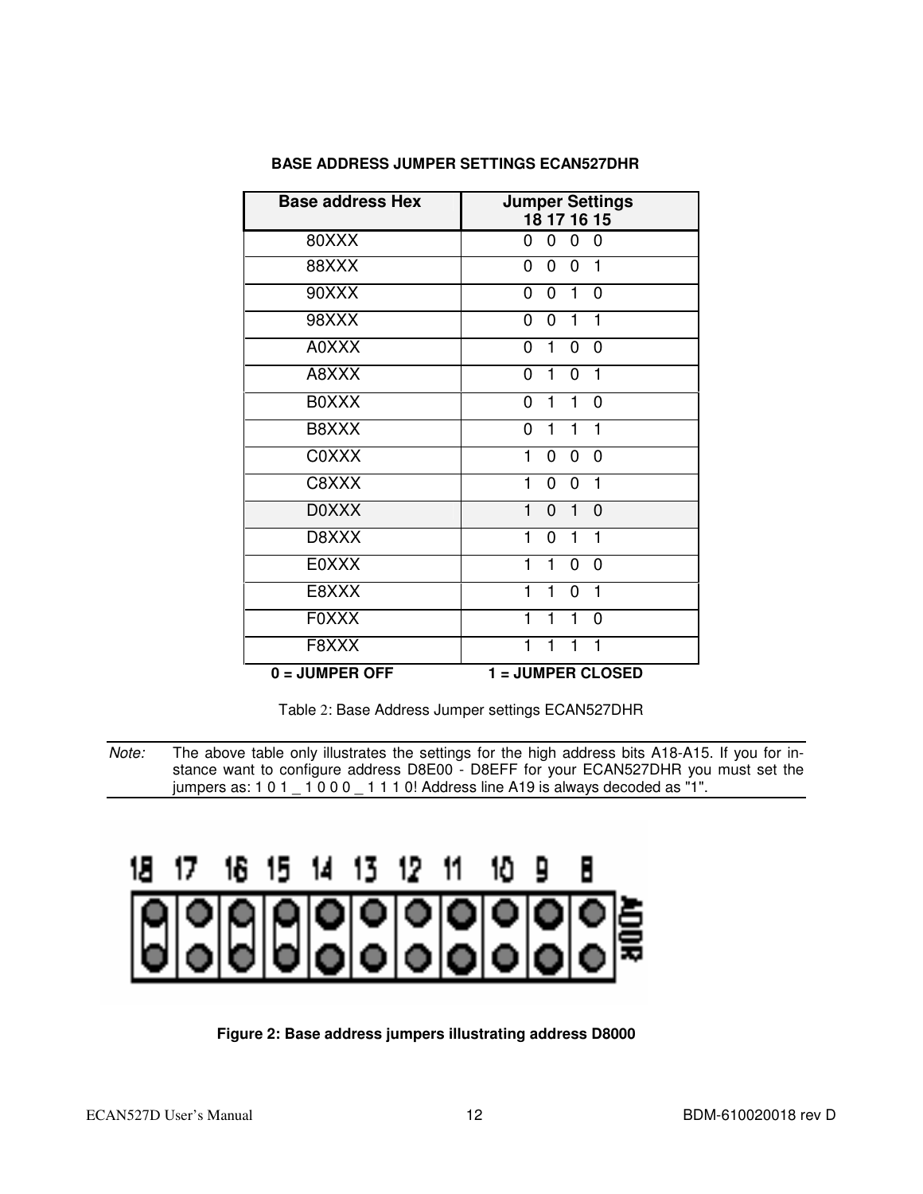**BASE ADDRESS JUMPER SETTINGS ECAN527DHR**

| Base address Hex | Jumper Settings<br>18 17 16 15 |
|---|---|
| 80XXX | 0 0 0 0 |
| 88XXX | 0 0 0 1 |
| 90XXX | 0 0 1 0 |
| 98XXX | 0 0 1 1 |
| A0XXX | 0 1 0 0 |
| A8XXX | 0 1 0 1 |
| B0XXX | 0 1 1 0 |
| B8XXX | 0 1 1 1 |
| C0XXX | 1 0 0 0 |
| C8XXX | 1 0 0 1 |
| D0XXX | 1 0 1 0 |
| D8XXX | 1 0 1 1 |
| E0XXX | 1 1 0 0 |
| E8XXX | 1 1 0 1 |
| F0XXX | 1 1 1 0 |
| F8XXX | 1 1 1 1 |

**0 = JUMPER OFF** **1 = JUMPER CLOSED**

Table 2: Base Address Jumper settings ECAN527DHR

*Note:* The above table only illustrates the settings for the high address bits A18-A15. If you for instance want to configure address D8E00 - D8EFF for your ECAN527DHR you must set the jumpers as: 1 0 1 _ 1 0 0 0 _ 1 1 1 0! Address line A19 is always decoded as "1".

**Figure 2: Base address jumpers illustrating address D8000**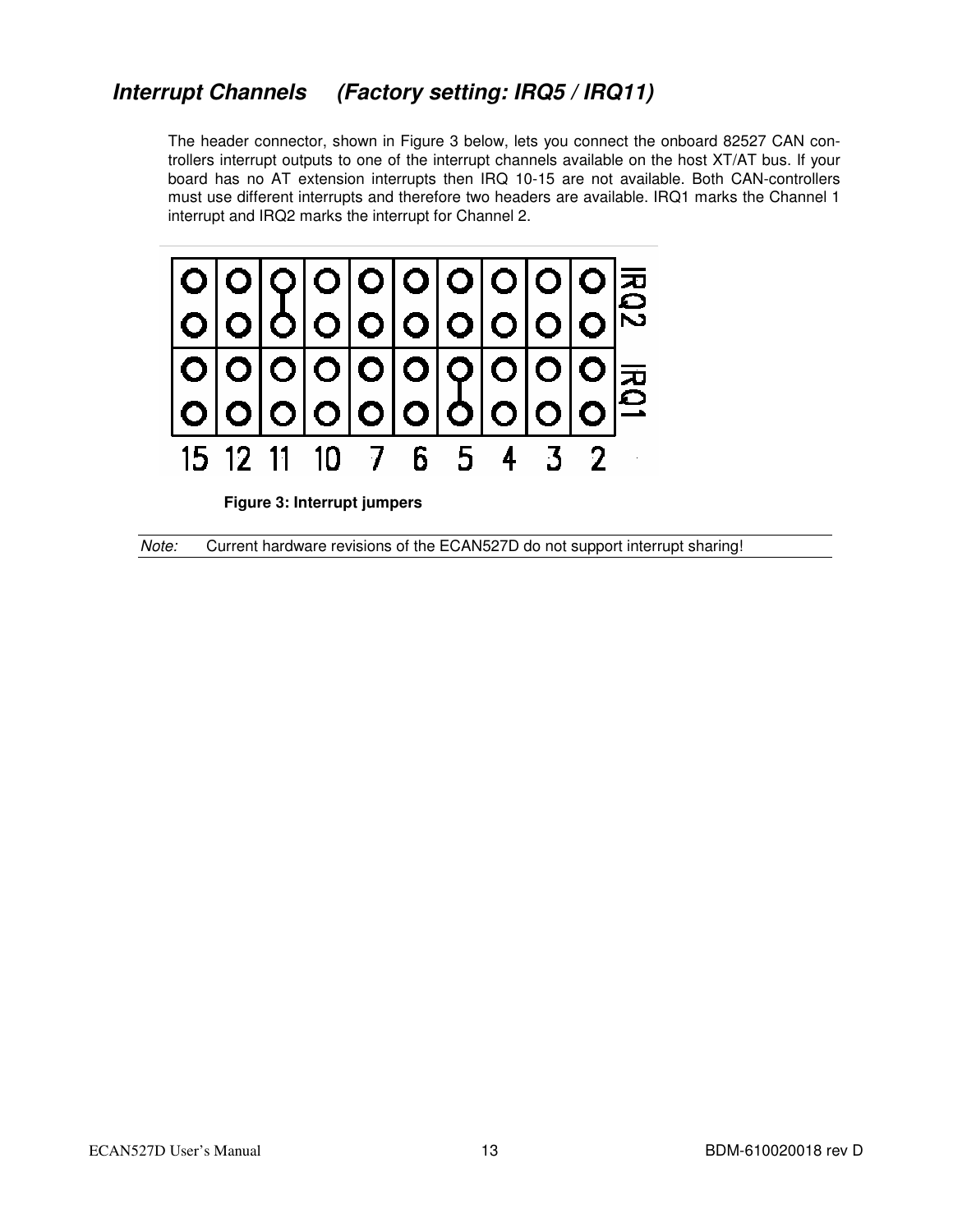## *Interrupt Channels (Factory setting: IRQ5 / IRQ11)*

The header connector, shown in Figure 3 below, lets you connect the onboard 82527 CAN controllers interrupt outputs to one of the interrupt channels available on the host XT/AT bus. If your board has no AT extension interrupts then IRQ 10-15 are not available. Both CAN-controllers must use different interrupts and therefore two headers are available. IRQ1 marks the Channel 1 interrupt and IRQ2 marks the interrupt for Channel 2.

**Figure 3: Interrupt jumpers**

*Note:* Current hardware revisions of the ECAN527D do not support interrupt sharing!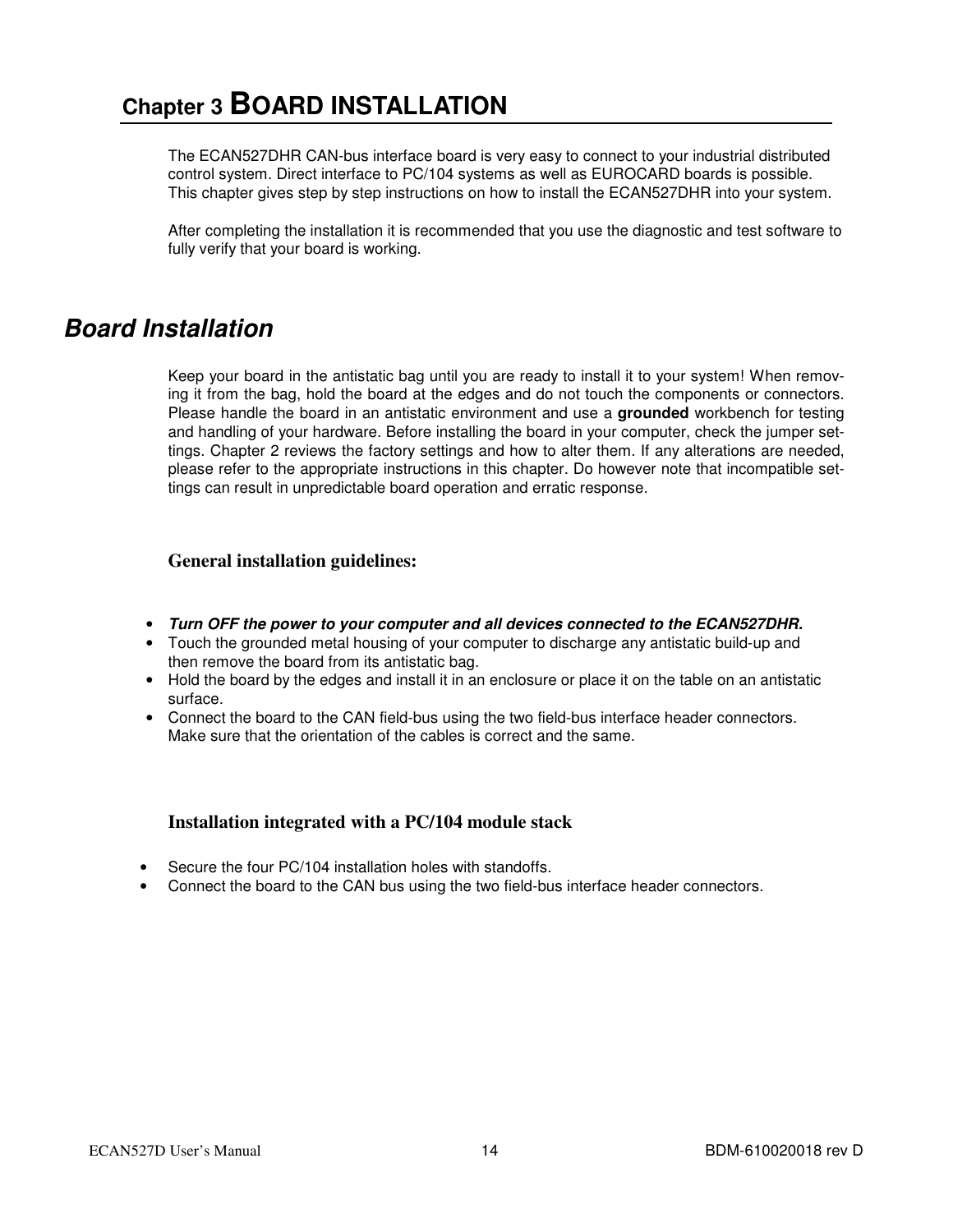# Chapter 3 BOARD INSTALLATION

The ECAN527DHR CAN-bus interface board is very easy to connect to your industrial distributed control system. Direct interface to PC/104 systems as well as EUROCARD boards is possible. This chapter gives step by step instructions on how to install the ECAN527DHR into your system.

After completing the installation it is recommended that you use the diagnostic and test software to fully verify that your board is working.

## *Board Installation*

Keep your board in the antistatic bag until you are ready to install it to your system! When removing it from the bag, hold the board at the edges and do not touch the components or connectors. Please handle the board in an antistatic environment and use a **grounded** workbench for testing and handling of your hardware. Before installing the board in your computer, check the jumper settings. Chapter 2 reviews the factory settings and how to alter them. If any alterations are needed, please refer to the appropriate instructions in this chapter. Do however note that incompatible settings can result in unpredictable board operation and erratic response.

### General installation guidelines:

- ***Turn OFF the power to your computer and all devices connected to the ECAN527DHR.***
- Touch the grounded metal housing of your computer to discharge any antistatic build-up and then remove the board from its antistatic bag.
- Hold the board by the edges and install it in an enclosure or place it on the table on an antistatic surface.
- Connect the board to the CAN field-bus using the two field-bus interface header connectors. Make sure that the orientation of the cables is correct and the same.

### Installation integrated with a PC/104 module stack

- Secure the four PC/104 installation holes with standoffs.
- Connect the board to the CAN bus using the two field-bus interface header connectors.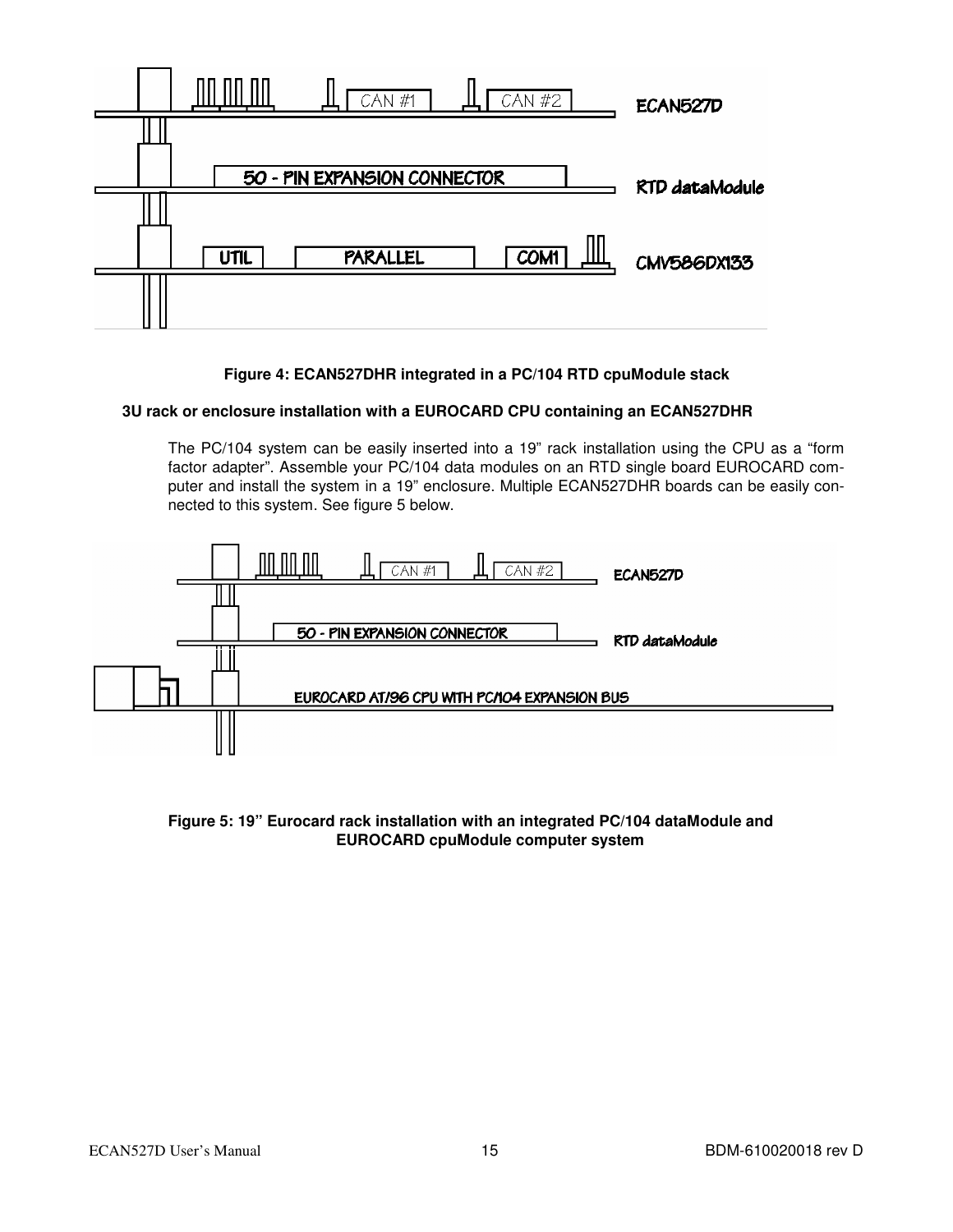Figure 4: ECAN527DHR integrated in a PC/104 RTD cpuModule stack

### 3U rack or enclosure installation with a EUROCARD CPU containing an ECAN527DHR

The PC/104 system can be easily inserted into a 19" rack installation using the CPU as a "form factor adapter". Assemble your PC/104 data modules on an RTD single board EUROCARD computer and install the system in a 19" enclosure. Multiple ECAN527DHR boards can be easily connected to this system. See figure 5 below.

Figure 5: 19" Eurocard rack installation with an integrated PC/104 dataModule and EUROCARD cpuModule computer system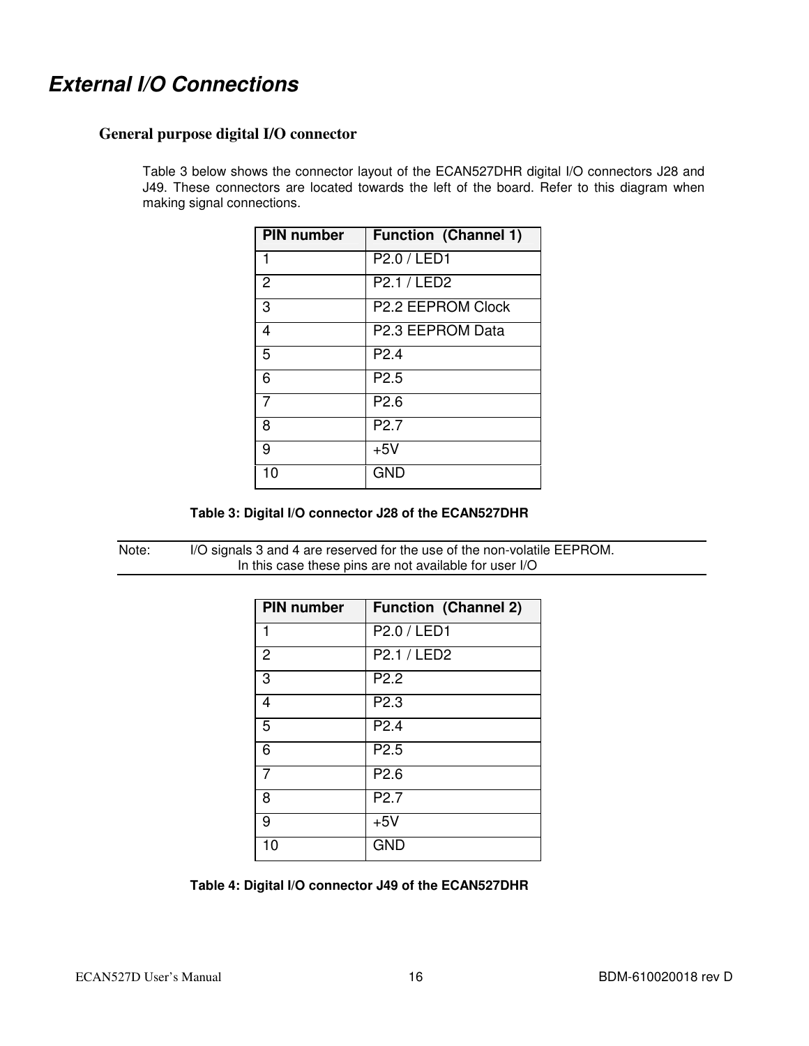# *External I/O Connections*

## General purpose digital I/O connector

Table 3 below shows the connector layout of the ECAN527DHR digital I/O connectors J28 and J49. These connectors are located towards the left of the board. Refer to this diagram when making signal connections.

| PIN number | Function (Channel 1) |
|---|---|
| 1 | P2.0 / LED1 |
| 2 | P2.1 / LED2 |
| 3 | P2.2 EEPROM Clock |
| 4 | P2.3 EEPROM Data |
| 5 | P2.4 |
| 6 | P2.5 |
| 7 | P2.6 |
| 8 | P2.7 |
| 9 | +5V |
| 10 | GND |

**Table 3: Digital I/O connector J28 of the ECAN527DHR**

---

Note: I/O signals 3 and 4 are reserved for the use of the non-volatile EEPROM. In this case these pins are not available for user I/O

---

| PIN number | Function (Channel 2) |
|---|---|
| 1 | P2.0 / LED1 |
| 2 | P2.1 / LED2 |
| 3 | P2.2 |
| 4 | P2.3 |
| 5 | P2.4 |
| 6 | P2.5 |
| 7 | P2.6 |
| 8 | P2.7 |
| 9 | +5V |
| 10 | GND |

**Table 4: Digital I/O connector J49 of the ECAN527DHR**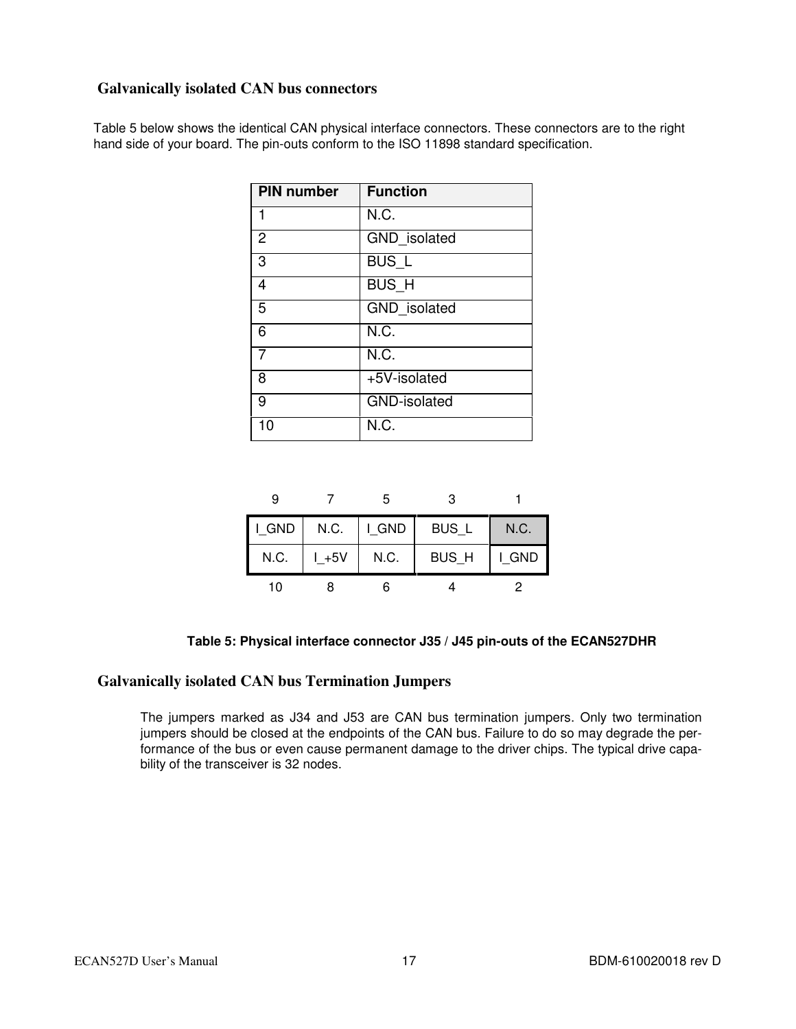## Galvanically isolated CAN bus connectors

Table 5 below shows the identical CAN physical interface connectors. These connectors are to the right hand side of your board. The pin-outs conform to the ISO 11898 standard specification.

| PIN number | Function |
|---|---|
| 1 | N.C. |
| 2 | GND_isolated |
| 3 | BUS_L |
| 4 | BUS_H |
| 5 | GND_isolated |
| 6 | N.C. |
| 7 | N.C. |
| 8 | +5V-isolated |
| 9 | GND-isolated |
| 10 | N.C. |

| 9 | 7 | 5 | 3 | 1 |
|---|---|---|---|---|
| I_GND | N.C. | I_GND | BUS_L | N.C. |
| N.C. | I_+5V | N.C. | BUS_H | I_GND |
| 10 | 8 | 6 | 4 | 2 |

**Table 5: Physical interface connector J35 / J45 pin-outs of the ECAN527DHR**

## Galvanically isolated CAN bus Termination Jumpers

The jumpers marked as J34 and J53 are CAN bus termination jumpers. Only two termination jumpers should be closed at the endpoints of the CAN bus. Failure to do so may degrade the performance of the bus or even cause permanent damage to the driver chips. The typical drive capability of the transceiver is 32 nodes.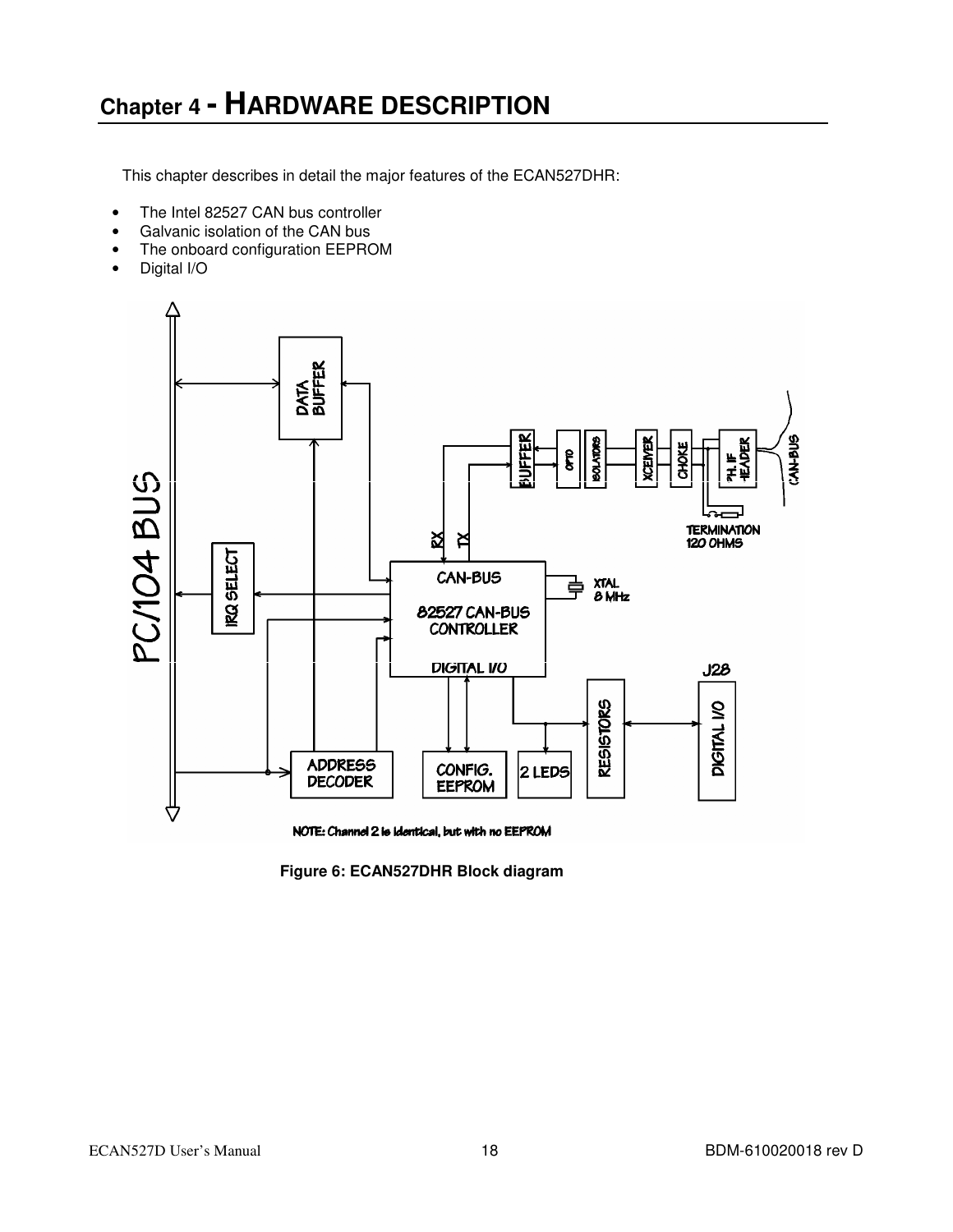# Chapter 4 - HARDWARE DESCRIPTION

This chapter describes in detail the major features of the ECAN527DHR:

- The Intel 82527 CAN bus controller
- Galvanic isolation of the CAN bus
- The onboard configuration EEPROM
- Digital I/O

Figure 6: ECAN527DHR Block diagram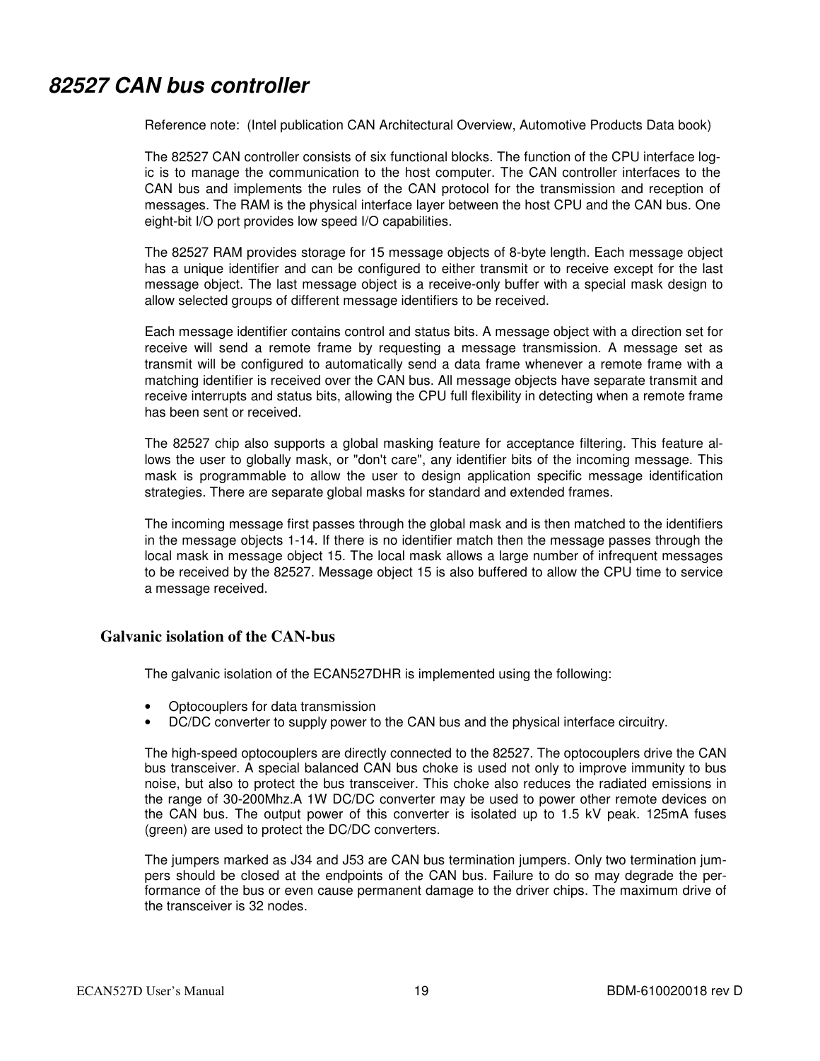# *82527 CAN bus controller*

Reference note: (Intel publication CAN Architectural Overview, Automotive Products Data book)

The 82527 CAN controller consists of six functional blocks. The function of the CPU interface logic is to manage the communication to the host computer. The CAN controller interfaces to the CAN bus and implements the rules of the CAN protocol for the transmission and reception of messages. The RAM is the physical interface layer between the host CPU and the CAN bus. One eight-bit I/O port provides low speed I/O capabilities.

The 82527 RAM provides storage for 15 message objects of 8-byte length. Each message object has a unique identifier and can be configured to either transmit or to receive except for the last message object. The last message object is a receive-only buffer with a special mask design to allow selected groups of different message identifiers to be received.

Each message identifier contains control and status bits. A message object with a direction set for receive will send a remote frame by requesting a message transmission. A message set as transmit will be configured to automatically send a data frame whenever a remote frame with a matching identifier is received over the CAN bus. All message objects have separate transmit and receive interrupts and status bits, allowing the CPU full flexibility in detecting when a remote frame has been sent or received.

The 82527 chip also supports a global masking feature for acceptance filtering. This feature allows the user to globally mask, or "don't care", any identifier bits of the incoming message. This mask is programmable to allow the user to design application specific message identification strategies. There are separate global masks for standard and extended frames.

The incoming message first passes through the global mask and is then matched to the identifiers in the message objects 1-14. If there is no identifier match then the message passes through the local mask in message object 15. The local mask allows a large number of infrequent messages to be received by the 82527. Message object 15 is also buffered to allow the CPU time to service a message received.

## Galvanic isolation of the CAN-bus

The galvanic isolation of the ECAN527DHR is implemented using the following:

- Optocouplers for data transmission
- DC/DC converter to supply power to the CAN bus and the physical interface circuitry.

The high-speed optocouplers are directly connected to the 82527. The optocouplers drive the CAN bus transceiver. A special balanced CAN bus choke is used not only to improve immunity to bus noise, but also to protect the bus transceiver. This choke also reduces the radiated emissions in the range of 30-200Mhz.A 1W DC/DC converter may be used to power other remote devices on the CAN bus. The output power of this converter is isolated up to 1.5 kV peak. 125mA fuses (green) are used to protect the DC/DC converters.

The jumpers marked as J34 and J53 are CAN bus termination jumpers. Only two termination jumpers should be closed at the endpoints of the CAN bus. Failure to do so may degrade the performance of the bus or even cause permanent damage to the driver chips. The maximum drive of the transceiver is 32 nodes.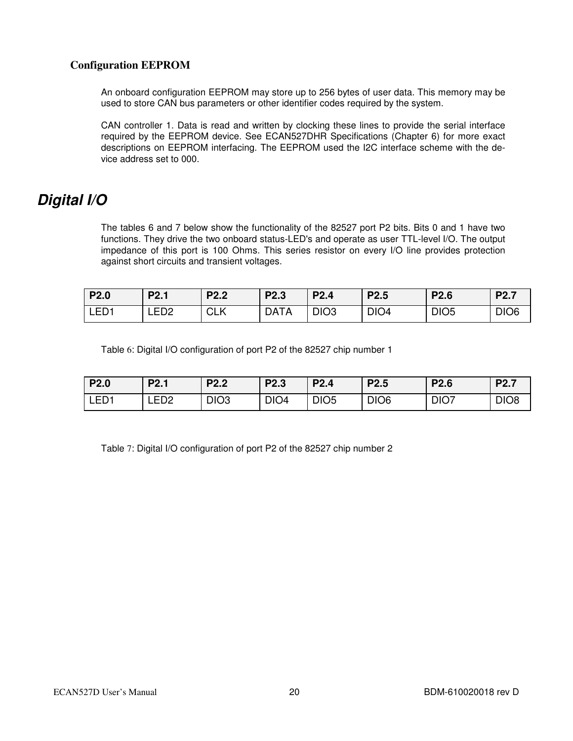### Configuration EEPROM

An onboard configuration EEPROM may store up to 256 bytes of user data. This memory may be used to store CAN bus parameters or other identifier codes required by the system.

CAN controller 1. Data is read and written by clocking these lines to provide the serial interface required by the EEPROM device. See ECAN527DHR Specifications (Chapter 6) for more exact descriptions on EEPROM interfacing. The EEPROM used the I2C interface scheme with the device address set to 000.

## *Digital I/O*

The tables 6 and 7 below show the functionality of the 82527 port P2 bits. Bits 0 and 1 have two functions. They drive the two onboard status-LED's and operate as user TTL-level I/O. The output impedance of this port is 100 Ohms. This series resistor on every I/O line provides protection against short circuits and transient voltages.

| P2.0 | P2.1 | P2.2 | P2.3 | P2.4 | P2.5 | P2.6 | P2.7 |
|---|---|---|---|---|---|---|---|
| LED1 | LED2 | CLK | DATA | DIO3 | DIO4 | DIO5 | DIO6 |

Table 6: Digital I/O configuration of port P2 of the 82527 chip number 1

| P2.0 | P2.1 | P2.2 | P2.3 | P2.4 | P2.5 | P2.6 | P2.7 |
|---|---|---|---|---|---|---|---|
| LED1 | LED2 | DIO3 | DIO4 | DIO5 | DIO6 | DIO7 | DIO8 |

Table 7: Digital I/O configuration of port P2 of the 82527 chip number 2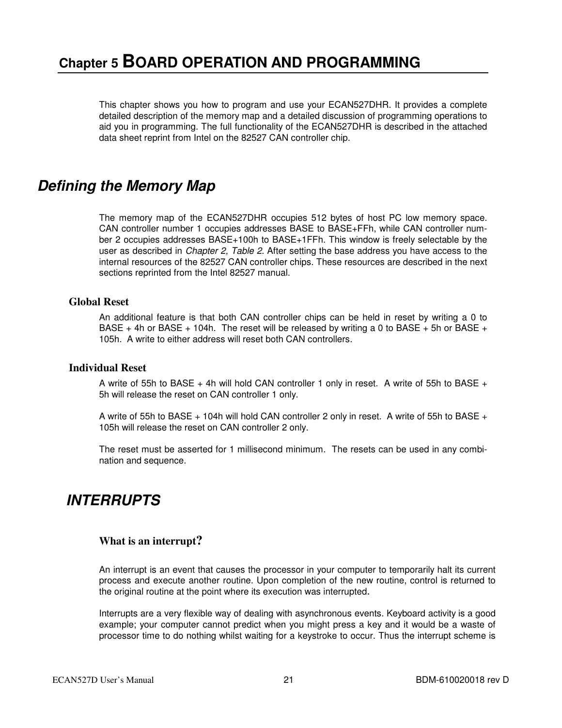# Chapter 5 BOARD OPERATION AND PROGRAMMING

This chapter shows you how to program and use your ECAN527DHR. It provides a complete detailed description of the memory map and a detailed discussion of programming operations to aid you in programming. The full functionality of the ECAN527DHR is described in the attached data sheet reprint from Intel on the 82527 CAN controller chip.

## *Defining the Memory Map*

The memory map of the ECAN527DHR occupies 512 bytes of host PC low memory space. CAN controller number 1 occupies addresses BASE to BASE+FFh, while CAN controller number 2 occupies addresses BASE+100h to BASE+1FFh. This window is freely selectable by the user as described in *Chapter 2, Table 2.* After setting the base address you have access to the internal resources of the 82527 CAN controller chips. These resources are described in the next sections reprinted from the Intel 82527 manual.

### Global Reset

An additional feature is that both CAN controller chips can be held in reset by writing a 0 to BASE + 4h or BASE + 104h. The reset will be released by writing a 0 to BASE + 5h or BASE + 105h. A write to either address will reset both CAN controllers.

### Individual Reset

A write of 55h to BASE + 4h will hold CAN controller 1 only in reset. A write of 55h to BASE + 5h will release the reset on CAN controller 1 only.

A write of 55h to BASE + 104h will hold CAN controller 2 only in reset. A write of 55h to BASE + 105h will release the reset on CAN controller 2 only.

The reset must be asserted for 1 millisecond minimum. The resets can be used in any combination and sequence.

## *INTERRUPTS*

### What is an interrupt?

An interrupt is an event that causes the processor in your computer to temporarily halt its current process and execute another routine. Upon completion of the new routine, control is returned to the original routine at the point where its execution was interrupted.

Interrupts are a very flexible way of dealing with asynchronous events. Keyboard activity is a good example; your computer cannot predict when you might press a key and it would be a waste of processor time to do nothing whilst waiting for a keystroke to occur. Thus the interrupt scheme is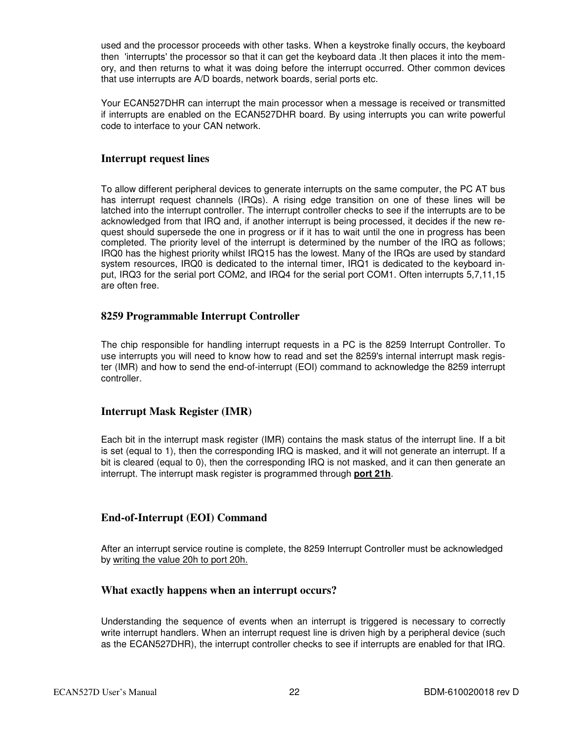used and the processor proceeds with other tasks. When a keystroke finally occurs, the keyboard then 'interrupts' the processor so that it can get the keyboard data .It then places it into the memory, and then returns to what it was doing before the interrupt occurred. Other common devices that use interrupts are A/D boards, network boards, serial ports etc.

Your ECAN527DHR can interrupt the main processor when a message is received or transmitted if interrupts are enabled on the ECAN527DHR board. By using interrupts you can write powerful code to interface to your CAN network.

## Interrupt request lines

To allow different peripheral devices to generate interrupts on the same computer, the PC AT bus has interrupt request channels (IRQs). A rising edge transition on one of these lines will be latched into the interrupt controller. The interrupt controller checks to see if the interrupts are to be acknowledged from that IRQ and, if another interrupt is being processed, it decides if the new request should supersede the one in progress or if it has to wait until the one in progress has been completed. The priority level of the interrupt is determined by the number of the IRQ as follows; IRQ0 has the highest priority whilst IRQ15 has the lowest. Many of the IRQs are used by standard system resources, IRQ0 is dedicated to the internal timer, IRQ1 is dedicated to the keyboard input, IRQ3 for the serial port COM2, and IRQ4 for the serial port COM1. Often interrupts 5,7,11,15 are often free.

## 8259 Programmable Interrupt Controller

The chip responsible for handling interrupt requests in a PC is the 8259 Interrupt Controller. To use interrupts you will need to know how to read and set the 8259's internal interrupt mask register (IMR) and how to send the end-of-interrupt (EOI) command to acknowledge the 8259 interrupt controller.

## Interrupt Mask Register (IMR)

Each bit in the interrupt mask register (IMR) contains the mask status of the interrupt line. If a bit is set (equal to 1), then the corresponding IRQ is masked, and it will not generate an interrupt. If a bit is cleared (equal to 0), then the corresponding IRQ is not masked, and it can then generate an interrupt. The interrupt mask register is programmed through **port 21h**.

## End-of-Interrupt (EOI) Command

After an interrupt service routine is complete, the 8259 Interrupt Controller must be acknowledged by writing the value 20h to port 20h.

## What exactly happens when an interrupt occurs?

Understanding the sequence of events when an interrupt is triggered is necessary to correctly write interrupt handlers. When an interrupt request line is driven high by a peripheral device (such as the ECAN527DHR), the interrupt controller checks to see if interrupts are enabled for that IRQ.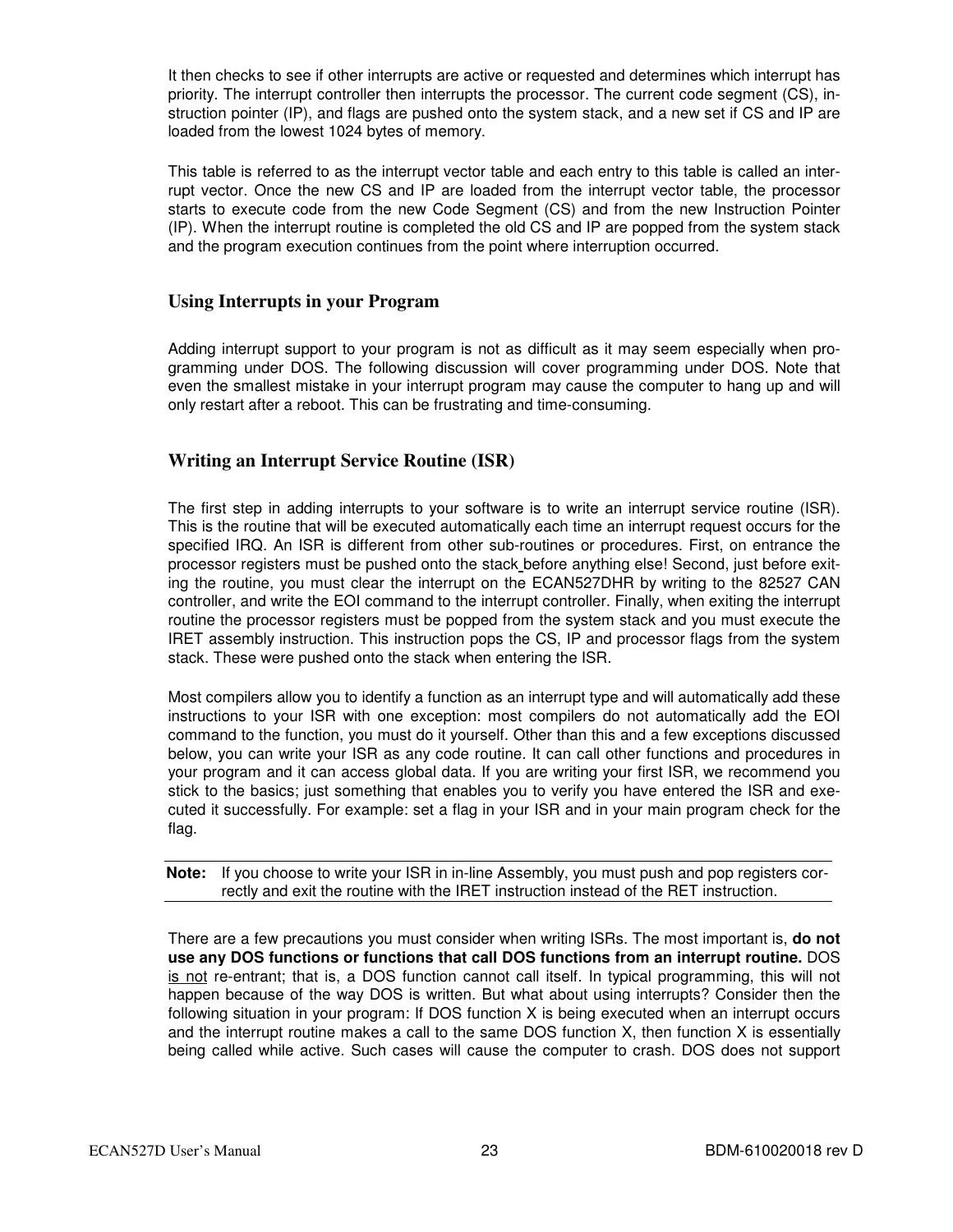It then checks to see if other interrupts are active or requested and determines which interrupt has priority. The interrupt controller then interrupts the processor. The current code segment (CS), instruction pointer (IP), and flags are pushed onto the system stack, and a new set if CS and IP are loaded from the lowest 1024 bytes of memory.

This table is referred to as the interrupt vector table and each entry to this table is called an interrupt vector. Once the new CS and IP are loaded from the interrupt vector table, the processor starts to execute code from the new Code Segment (CS) and from the new Instruction Pointer (IP). When the interrupt routine is completed the old CS and IP are popped from the system stack and the program execution continues from the point where interruption occurred.

## Using Interrupts in your Program

Adding interrupt support to your program is not as difficult as it may seem especially when programming under DOS. The following discussion will cover programming under DOS. Note that even the smallest mistake in your interrupt program may cause the computer to hang up and will only restart after a reboot. This can be frustrating and time-consuming.

## Writing an Interrupt Service Routine (ISR)

The first step in adding interrupts to your software is to write an interrupt service routine (ISR). This is the routine that will be executed automatically each time an interrupt request occurs for the specified IRQ. An ISR is different from other sub-routines or procedures. First, on entrance the processor registers must be pushed onto the stack before anything else! Second, just before exiting the routine, you must clear the interrupt on the ECAN527DHR by writing to the 82527 CAN controller, and write the EOI command to the interrupt controller. Finally, when exiting the interrupt routine the processor registers must be popped from the system stack and you must execute the IRET assembly instruction. This instruction pops the CS, IP and processor flags from the system stack. These were pushed onto the stack when entering the ISR.

Most compilers allow you to identify a function as an interrupt type and will automatically add these instructions to your ISR with one exception: most compilers do not automatically add the EOI command to the function, you must do it yourself. Other than this and a few exceptions discussed below, you can write your ISR as any code routine. It can call other functions and procedures in your program and it can access global data. If you are writing your first ISR, we recommend you stick to the basics; just something that enables you to verify you have entered the ISR and executed it successfully. For example: set a flag in your ISR and in your main program check for the flag.

**Note:** If you choose to write your ISR in in-line Assembly, you must push and pop registers correctly and exit the routine with the IRET instruction instead of the RET instruction.

There are a few precautions you must consider when writing ISRs. The most important is, **do not use any DOS functions or functions that call DOS functions from an interrupt routine.** DOS is not re-entrant; that is, a DOS function cannot call itself. In typical programming, this will not happen because of the way DOS is written. But what about using interrupts? Consider then the following situation in your program: If DOS function X is being executed when an interrupt occurs and the interrupt routine makes a call to the same DOS function X, then function X is essentially being called while active. Such cases will cause the computer to crash. DOS does not support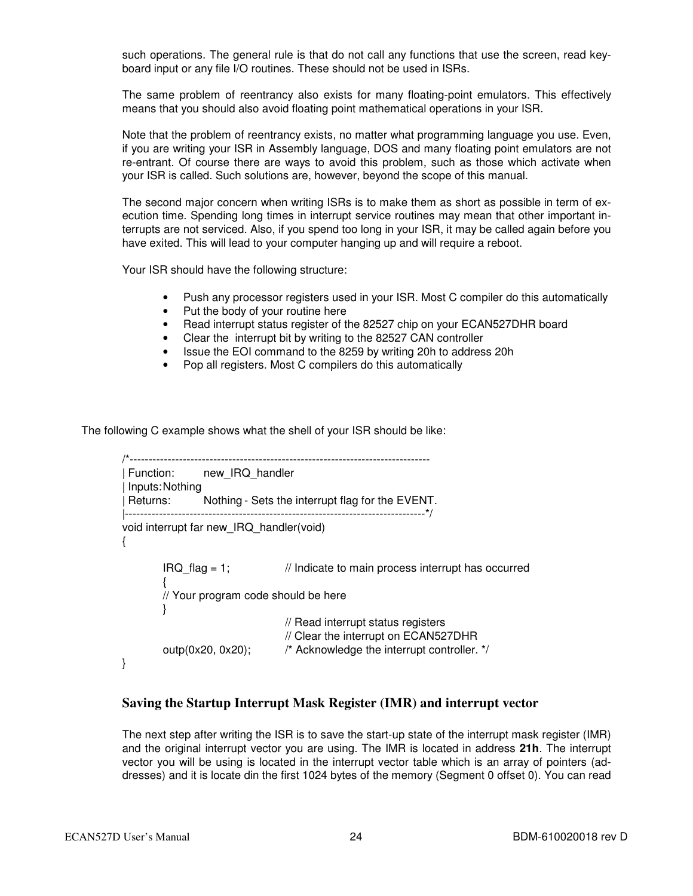such operations. The general rule is that do not call any functions that use the screen, read keyboard input or any file I/O routines. These should not be used in ISRs.

The same problem of reentrancy also exists for many floating-point emulators. This effectively means that you should also avoid floating point mathematical operations in your ISR.

Note that the problem of reentrancy exists, no matter what programming language you use. Even, if you are writing your ISR in Assembly language, DOS and many floating point emulators are not re-entrant. Of course there are ways to avoid this problem, such as those which activate when your ISR is called. Such solutions are, however, beyond the scope of this manual.

The second major concern when writing ISRs is to make them as short as possible in term of execution time. Spending long times in interrupt service routines may mean that other important interrupts are not serviced. Also, if you spend too long in your ISR, it may be called again before you have exited. This will lead to your computer hanging up and will require a reboot.

Your ISR should have the following structure:

- Push any processor registers used in your ISR. Most C compiler do this automatically
- Put the body of your routine here
- Read interrupt status register of the 82527 chip on your ECAN527DHR board
- Clear the interrupt bit by writing to the 82527 CAN controller
- Issue the EOI command to the 8259 by writing 20h to address 20h
- Pop all registers. Most C compilers do this automatically

The following C example shows what the shell of your ISR should be like:

```
/*-------------------------------------------------------------------------------
| Function:       new_IRQ_handler
| Inputs:Nothing
| Returns:        Nothing - Sets the interrupt flag for the EVENT.
|-------------------------------------------------------------------------------*/
void interrupt far new_IRQ_handler(void)
{

        IRQ_flag = 1;               // Indicate to main process interrupt has occurred
        {
        // Your program code should be here
        }
                                    // Read interrupt status registers
                                    // Clear the interrupt on ECAN527DHR
        outp(0x20, 0x20);           /* Acknowledge the interrupt controller. */
}
```

## Saving the Startup Interrupt Mask Register (IMR) and interrupt vector

The next step after writing the ISR is to save the start-up state of the interrupt mask register (IMR) and the original interrupt vector you are using. The IMR is located in address **21h**. The interrupt vector you will be using is located in the interrupt vector table which is an array of pointers (addresses) and it is locate din the first 1024 bytes of the memory (Segment 0 offset 0). You can read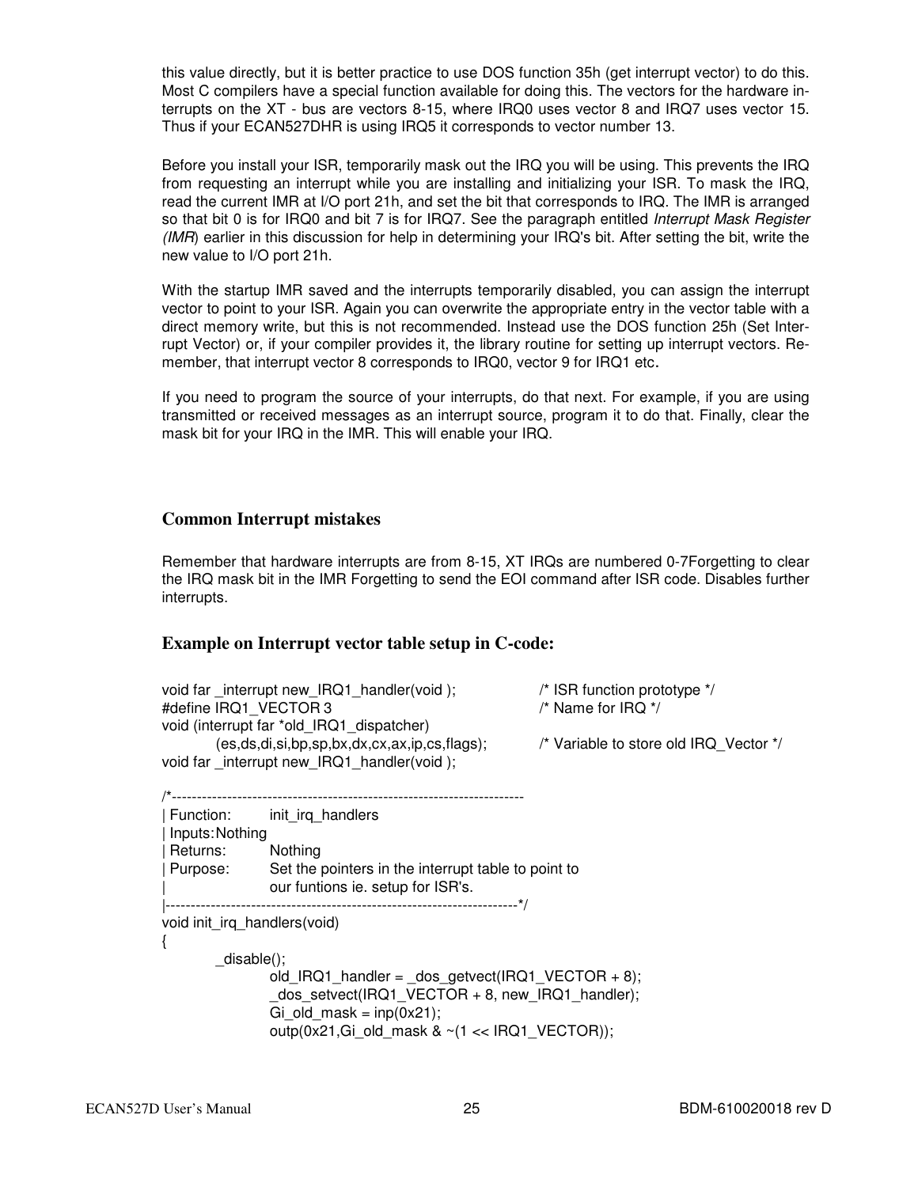this value directly, but it is better practice to use DOS function 35h (get interrupt vector) to do this. Most C compilers have a special function available for doing this. The vectors for the hardware interrupts on the XT - bus are vectors 8-15, where IRQ0 uses vector 8 and IRQ7 uses vector 15. Thus if your ECAN527DHR is using IRQ5 it corresponds to vector number 13.

Before you install your ISR, temporarily mask out the IRQ you will be using. This prevents the IRQ from requesting an interrupt while you are installing and initializing your ISR. To mask the IRQ, read the current IMR at I/O port 21h, and set the bit that corresponds to IRQ. The IMR is arranged so that bit 0 is for IRQ0 and bit 7 is for IRQ7. See the paragraph entitled *Interrupt Mask Register (IMR)* earlier in this discussion for help in determining your IRQ's bit. After setting the bit, write the new value to I/O port 21h.

With the startup IMR saved and the interrupts temporarily disabled, you can assign the interrupt vector to point to your ISR. Again you can overwrite the appropriate entry in the vector table with a direct memory write, but this is not recommended. Instead use the DOS function 25h (Set Interrupt Vector) or, if your compiler provides it, the library routine for setting up interrupt vectors. Remember, that interrupt vector 8 corresponds to IRQ0, vector 9 for IRQ1 etc.

If you need to program the source of your interrupts, do that next. For example, if you are using transmitted or received messages as an interrupt source, program it to do that. Finally, clear the mask bit for your IRQ in the IMR. This will enable your IRQ.

## Common Interrupt mistakes

Remember that hardware interrupts are from 8-15, XT IRQs are numbered 0-7Forgetting to clear the IRQ mask bit in the IMR Forgetting to send the EOI command after ISR code. Disables further interrupts.

## Example on Interrupt vector table setup in C-code:

```
void far _interrupt new_IRQ1_handler(void );                /* ISR function prototype */
#define IRQ1_VECTOR 3                                       /* Name for IRQ */
void (interrupt far *old_IRQ1_dispatcher)
        (es,ds,di,si,bp,sp,bx,dx,cx,ax,ip,cs,flags);        /* Variable to store old IRQ_Vector */
void far _interrupt new_IRQ1_handler(void );

/*----------------------------------------------------------------------
| Function:     init_irq_handlers
| Inputs:Nothing
| Returns:      Nothing
| Purpose:      Set the pointers in the interrupt table to point to
|               our funtions ie. setup for ISR's.
|----------------------------------------------------------------------*/
void init_irq_handlers(void)
{
        _disable();
                old_IRQ1_handler = _dos_getvect(IRQ1_VECTOR + 8);
                _dos_setvect(IRQ1_VECTOR + 8, new_IRQ1_handler);
                Gi_old_mask = inp(0x21);
                outp(0x21,Gi_old_mask & ~(1 << IRQ1_VECTOR));
```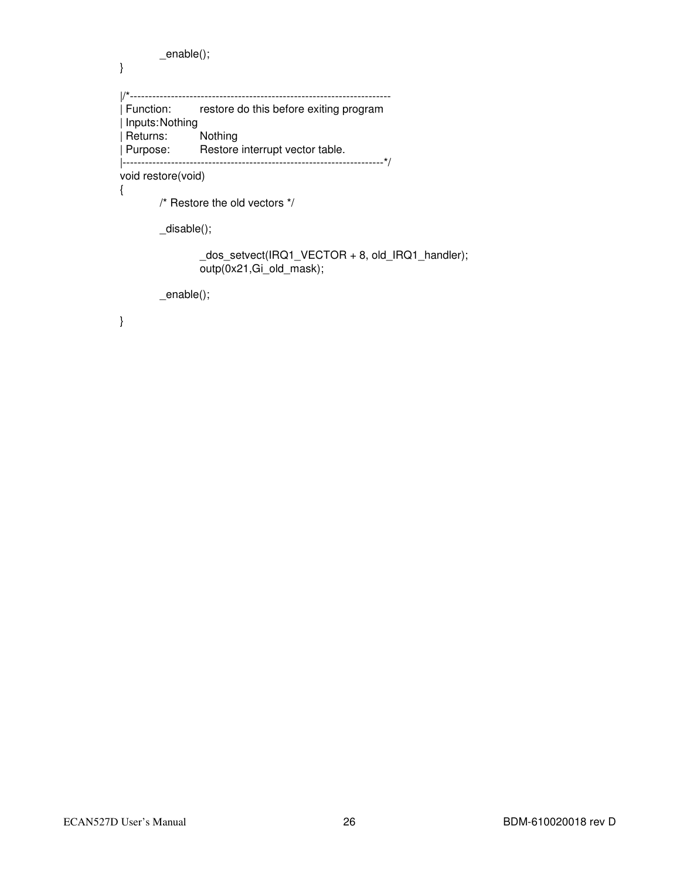```
	_enable();
}

|/*----------------------------------------------------------------------
| Function:	restore do this before exiting program
| Inputs:Nothing
| Returns:	Nothing
| Purpose:	Restore interrupt vector table.
|----------------------------------------------------------------------*/
void restore(void)
{
	/* Restore the old vectors */

	_disable();

		_dos_setvect(IRQ1_VECTOR + 8, old_IRQ1_handler);
		outp(0x21,Gi_old_mask);

	_enable();

}
```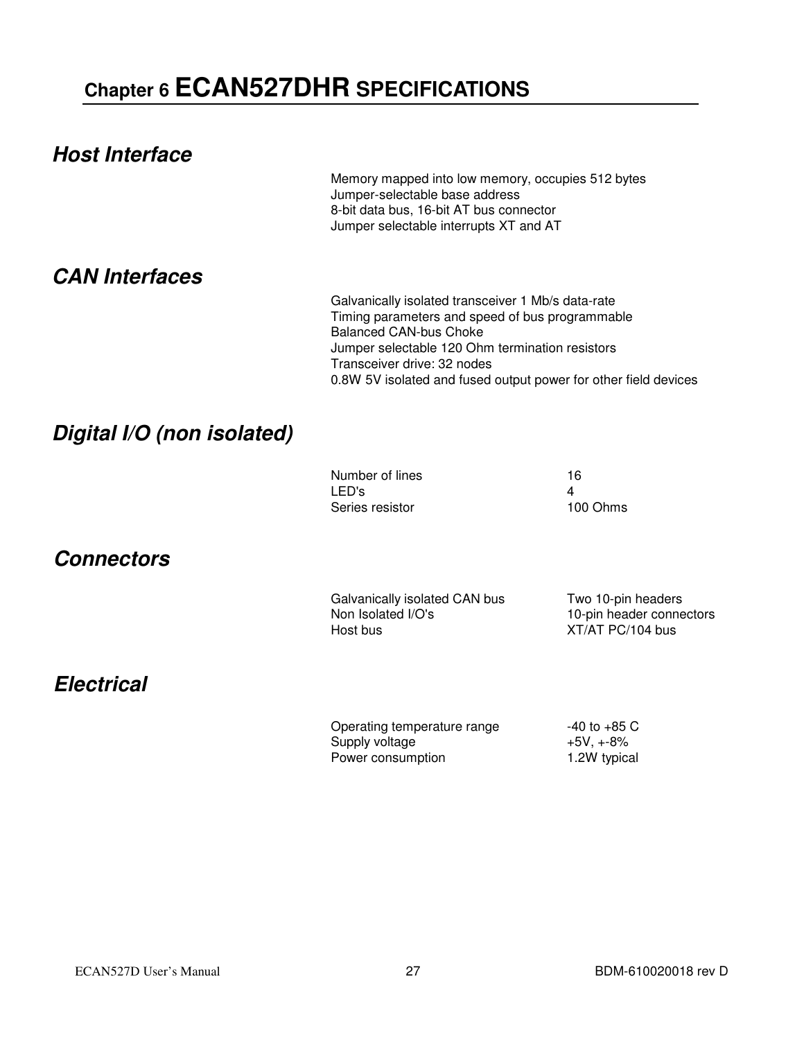# Chapter 6 ECAN527DHR SPECIFICATIONS

## *Host Interface*

Memory mapped into low memory, occupies 512 bytes
Jumper-selectable base address
8-bit data bus, 16-bit AT bus connector
Jumper selectable interrupts XT and AT

## *CAN Interfaces*

Galvanically isolated transceiver 1 Mb/s data-rate
Timing parameters and speed of bus programmable
Balanced CAN-bus Choke
Jumper selectable 120 Ohm termination resistors
Transceiver drive: 32 nodes
0.8W 5V isolated and fused output power for other field devices

## *Digital I/O (non isolated)*

| | |
|---|---|
| Number of lines | 16 |
| LED's | 4 |
| Series resistor | 100 Ohms |

## *Connectors*

| | |
|---|---|
| Galvanically isolated CAN bus | Two 10-pin headers |
| Non Isolated I/O's | 10-pin header connectors |
| Host bus | XT/AT PC/104 bus |

## *Electrical*

| | |
|---|---|
| Operating temperature range | -40 to +85 C |
| Supply voltage | +5V, +-8% |
| Power consumption | 1.2W typical |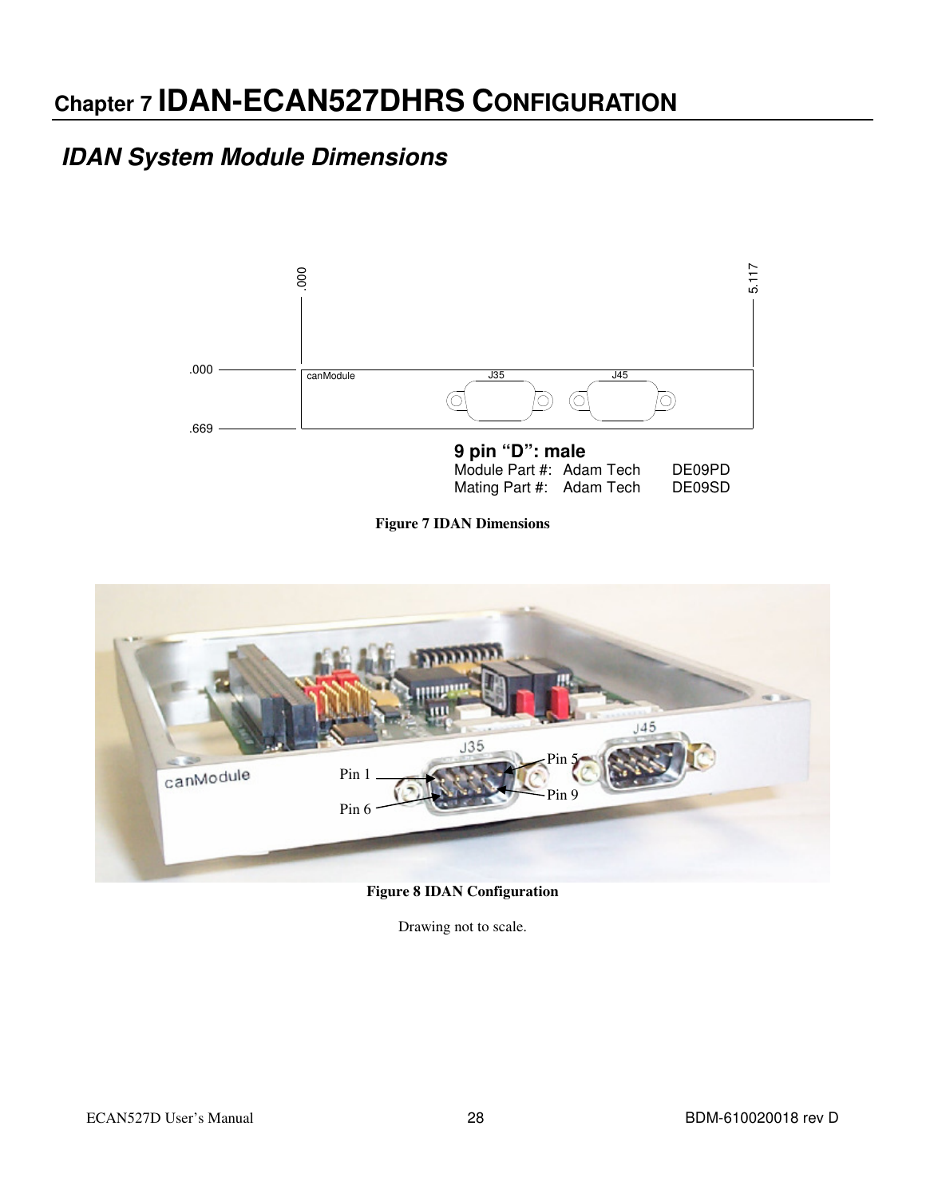# Chapter 7 IDAN-ECAN527DHRS CONFIGURATION

## *IDAN System Module Dimensions*

.000

5.117

.000

.669

canModule J35 J45

**9 pin "D": male**

Module Part #: Adam Tech DE09PD

Mating Part #: Adam Tech DE09SD

**Figure 7 IDAN Dimensions**

Pin 1

Pin 6

Pin 5

Pin 9

**Figure 8 IDAN Configuration**

Drawing not to scale.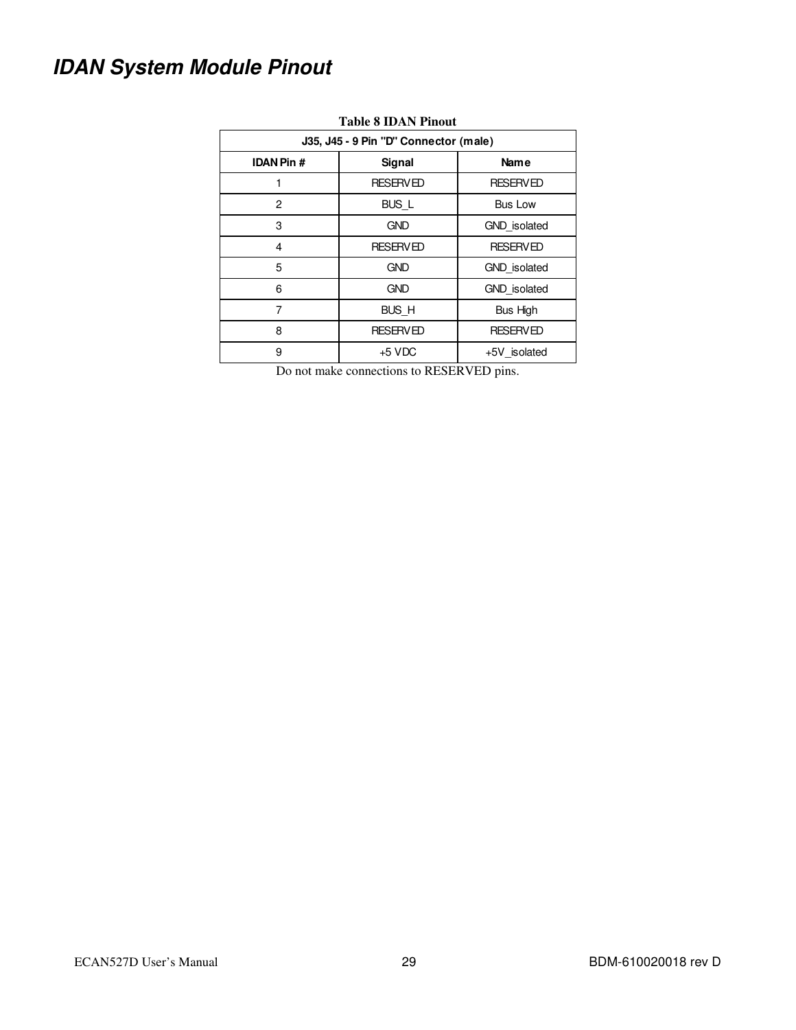# *IDAN System Module Pinout*

**Table 8 IDAN Pinout**

| J35, J45 - 9 Pin "D" Connector (male) | | |
|---|---|---|
| **IDAN Pin #** | **Signal** | **Name** |
| 1 | RESERVED | RESERVED |
| 2 | BUS_L | Bus Low |
| 3 | GND | GND_isolated |
| 4 | RESERVED | RESERVED |
| 5 | GND | GND_isolated |
| 6 | GND | GND_isolated |
| 7 | BUS_H | Bus High |
| 8 | RESERVED | RESERVED |
| 9 | +5 VDC | +5V_isolated |

Do not make connections to RESERVED pins.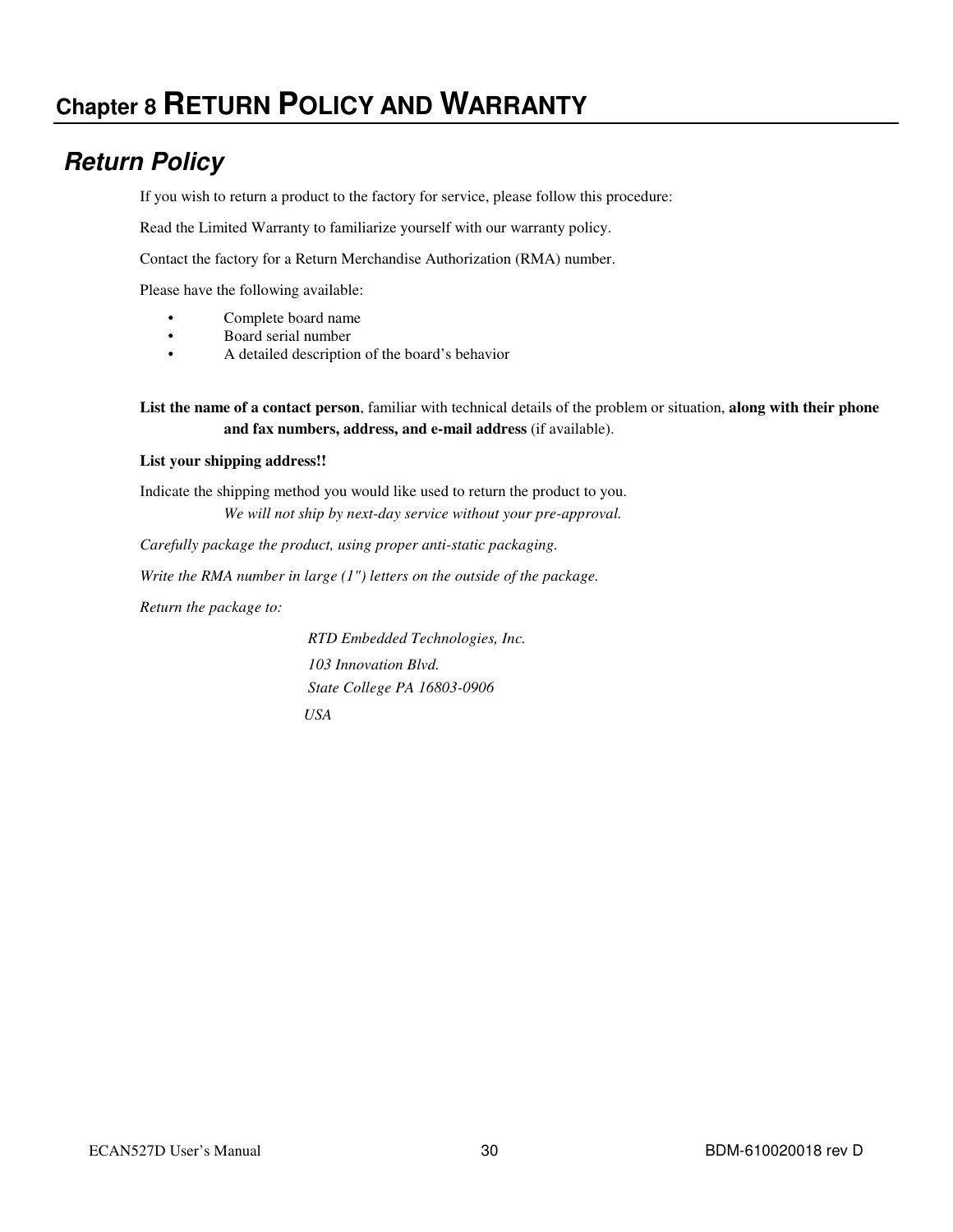# Chapter 8 RETURN POLICY AND WARRANTY

## Return Policy

If you wish to return a product to the factory for service, please follow this procedure:

Read the Limited Warranty to familiarize yourself with our warranty policy.

Contact the factory for a Return Merchandise Authorization (RMA) number.

Please have the following available:

- Complete board name
- Board serial number
- A detailed description of the board's behavior

**List the name of a contact person**, familiar with technical details of the problem or situation, **along with their phone and fax numbers, address, and e-mail address** (if available).

**List your shipping address!!**

Indicate the shipping method you would like used to return the product to you.
*We will not ship by next-day service without your pre-approval.*

*Carefully package the product, using proper anti-static packaging.*

*Write the RMA number in large (1") letters on the outside of the package.*

*Return the package to:*

*RTD Embedded Technologies, Inc.*
*103 Innovation Blvd.*
*State College PA 16803-0906*
*USA*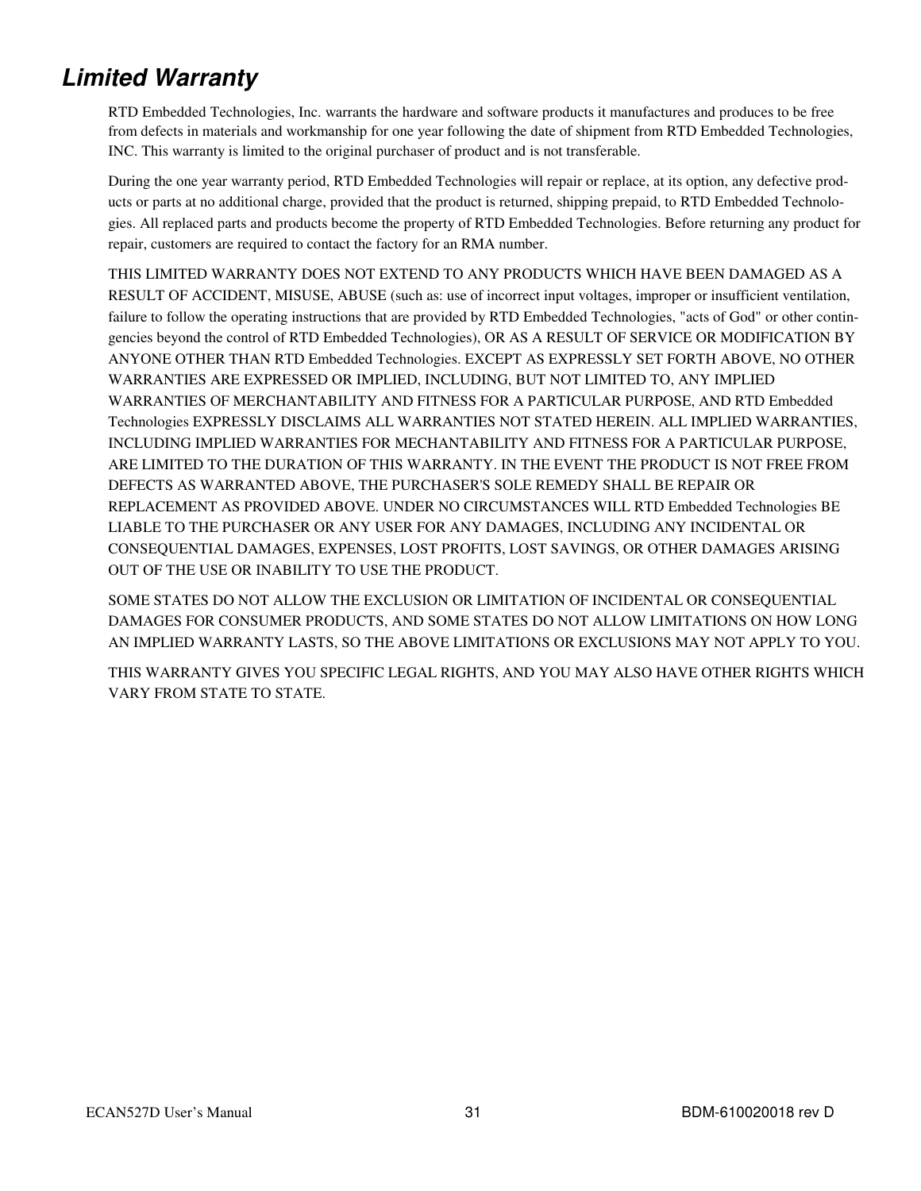## *Limited Warranty*

RTD Embedded Technologies, Inc. warrants the hardware and software products it manufactures and produces to be free from defects in materials and workmanship for one year following the date of shipment from RTD Embedded Technologies, INC. This warranty is limited to the original purchaser of product and is not transferable.

During the one year warranty period, RTD Embedded Technologies will repair or replace, at its option, any defective products or parts at no additional charge, provided that the product is returned, shipping prepaid, to RTD Embedded Technologies. All replaced parts and products become the property of RTD Embedded Technologies. Before returning any product for repair, customers are required to contact the factory for an RMA number.

THIS LIMITED WARRANTY DOES NOT EXTEND TO ANY PRODUCTS WHICH HAVE BEEN DAMAGED AS A RESULT OF ACCIDENT, MISUSE, ABUSE (such as: use of incorrect input voltages, improper or insufficient ventilation, failure to follow the operating instructions that are provided by RTD Embedded Technologies, "acts of God" or other contingencies beyond the control of RTD Embedded Technologies), OR AS A RESULT OF SERVICE OR MODIFICATION BY ANYONE OTHER THAN RTD Embedded Technologies. EXCEPT AS EXPRESSLY SET FORTH ABOVE, NO OTHER WARRANTIES ARE EXPRESSED OR IMPLIED, INCLUDING, BUT NOT LIMITED TO, ANY IMPLIED WARRANTIES OF MERCHANTABILITY AND FITNESS FOR A PARTICULAR PURPOSE, AND RTD Embedded Technologies EXPRESSLY DISCLAIMS ALL WARRANTIES NOT STATED HEREIN. ALL IMPLIED WARRANTIES, INCLUDING IMPLIED WARRANTIES FOR MECHANTABILITY AND FITNESS FOR A PARTICULAR PURPOSE, ARE LIMITED TO THE DURATION OF THIS WARRANTY. IN THE EVENT THE PRODUCT IS NOT FREE FROM DEFECTS AS WARRANTED ABOVE, THE PURCHASER'S SOLE REMEDY SHALL BE REPAIR OR REPLACEMENT AS PROVIDED ABOVE. UNDER NO CIRCUMSTANCES WILL RTD Embedded Technologies BE LIABLE TO THE PURCHASER OR ANY USER FOR ANY DAMAGES, INCLUDING ANY INCIDENTAL OR CONSEQUENTIAL DAMAGES, EXPENSES, LOST PROFITS, LOST SAVINGS, OR OTHER DAMAGES ARISING OUT OF THE USE OR INABILITY TO USE THE PRODUCT.

SOME STATES DO NOT ALLOW THE EXCLUSION OR LIMITATION OF INCIDENTAL OR CONSEQUENTIAL DAMAGES FOR CONSUMER PRODUCTS, AND SOME STATES DO NOT ALLOW LIMITATIONS ON HOW LONG AN IMPLIED WARRANTY LASTS, SO THE ABOVE LIMITATIONS OR EXCLUSIONS MAY NOT APPLY TO YOU.

THIS WARRANTY GIVES YOU SPECIFIC LEGAL RIGHTS, AND YOU MAY ALSO HAVE OTHER RIGHTS WHICH VARY FROM STATE TO STATE.